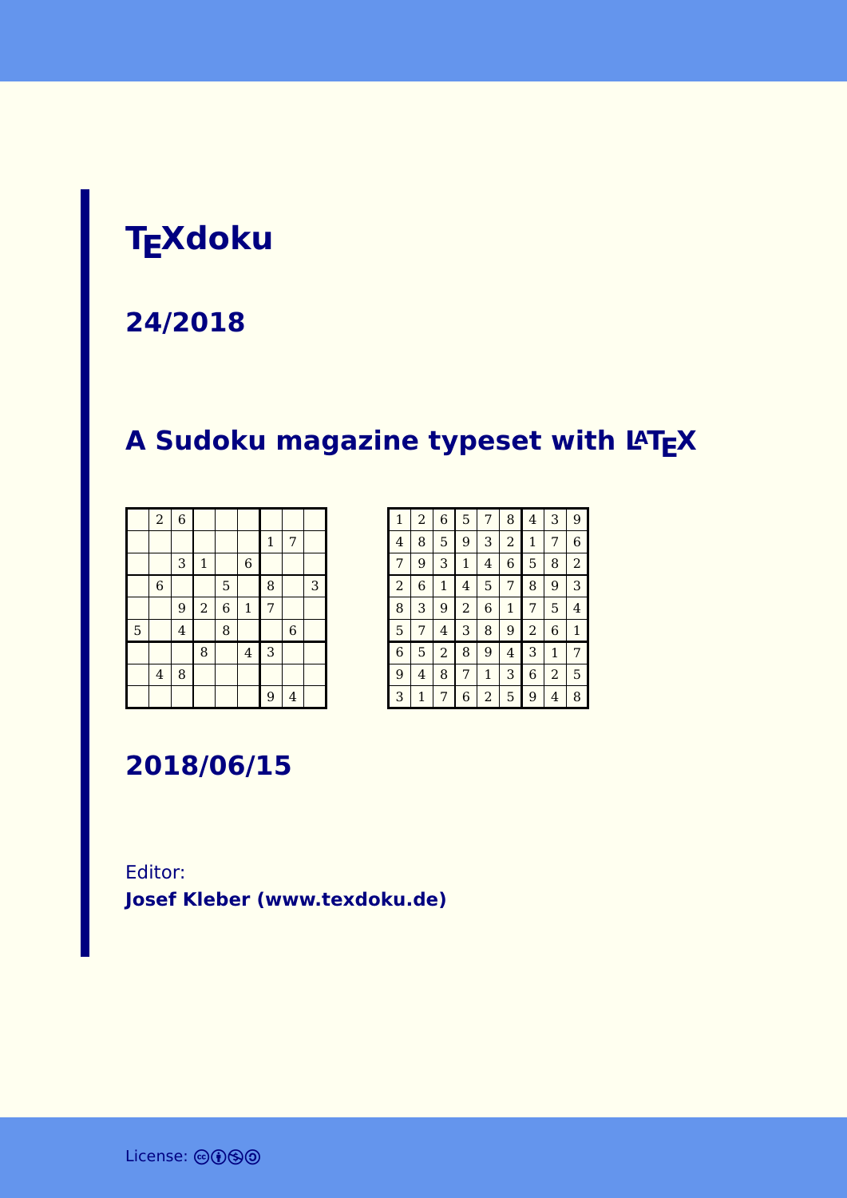# TEXdoku

## 24/2018

## A Sudoku magazine typeset with LATEX

|   |   |   |   |   |   |   |   |   |
|---|---|---|---|---|---|---|---|---|
|   | 2 | 6 |   |   |   |   |   |   |
|   |   |   |   |   |   | 1 | 7 |   |
|   |   | 3 | 1 |   | 6 |   |   |   |
|   | 6 |   |   | 5 |   | 8 |   | 3 |
|   |   | 9 | 2 | 6 | 1 | 7 |   |   |
| 5 |   | 4 |   | 8 |   |   | 6 |   |
|   |   |   | 8 |   | 4 | 3 |   |   |
|   | 4 | 8 |   |   |   |   |   |   |
|   |   |   |   |   |   | 9 | 4 |   |

|   |   |   |   |   |   |   |   |   |
|---|---|---|---|---|---|---|---|---|
| 1 | 2 | 6 | 5 | 7 | 8 | 4 | 3 | 9 |
| 4 | 8 | 5 | 9 | 3 | 2 | 1 | 7 | 6 |
| 7 | 9 | 3 | 1 | 4 | 6 | 5 | 8 | 2 |
| 2 | 6 | 1 | 4 | 5 | 7 | 8 | 9 | 3 |
| 8 | 3 | 9 | 2 | 6 | 1 | 7 | 5 | 4 |
| 5 | 7 | 4 | 3 | 8 | 9 | 2 | 6 | 1 |
| 6 | 5 | 2 | 8 | 9 | 4 | 3 | 1 | 7 |
| 9 | 4 | 8 | 7 | 1 | 3 | 6 | 2 | 5 |
| 3 | 1 | 7 | 6 | 2 | 5 | 9 | 4 | 8 |

## 2018/06/15

Editor:
**Josef Kleber (www.texdoku.de)**

License: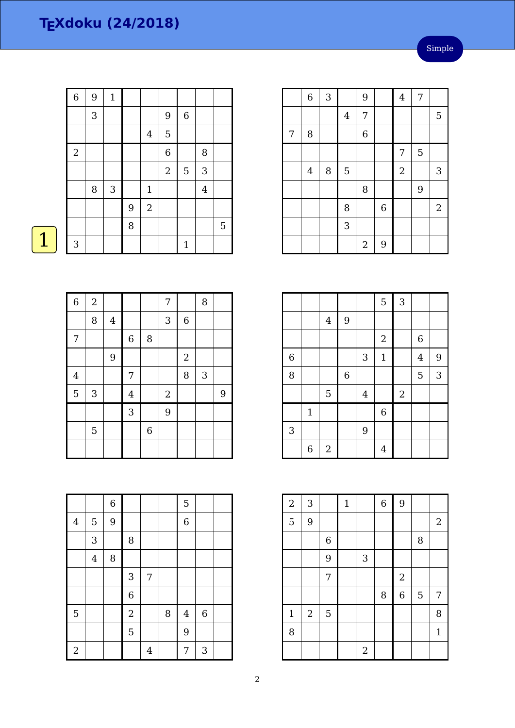# TEXdoku (24/2018)

Simple

1

| 6 | 9 | 1 |   |   |   |   |   |   |
|---|---|---|---|---|---|---|---|---|
|   | 3 |   |   |   | 9 | 6 |   |   |
|   |   |   |   | 4 | 5 |   |   |   |
| 2 |   |   |   |   | 6 |   | 8 |   |
|   |   |   |   |   | 2 | 5 | 3 |   |
|   | 8 | 3 |   | 1 |   |   | 4 |   |
|   |   |   | 9 | 2 |   |   |   |   |
|   |   |   | 8 |   |   |   |   | 5 |
| 3 |   |   |   |   |   | 1 |   |   |

|   | 6 | 3 |   | 9 |   | 4 | 7 |   |
|---|---|---|---|---|---|---|---|---|
|   |   |   | 4 | 7 |   |   |   | 5 |
| 7 | 8 |   |   | 6 |   |   |   |   |
|   |   |   |   |   |   | 7 | 5 |   |
|   | 4 | 8 | 5 |   |   | 2 |   | 3 |
|   |   |   |   | 8 |   |   | 9 |   |
|   |   |   | 8 |   | 6 |   |   | 2 |
|   |   |   | 3 |   |   |   |   |   |
|   |   |   |   | 2 | 9 |   |   |   |

| 6 | 2 |   |   |   | 7 |   | 8 |   |
|---|---|---|---|---|---|---|---|---|
|   | 8 | 4 |   |   | 3 | 6 |   |   |
| 7 |   |   | 6 | 8 |   |   |   |   |
|   |   | 9 |   |   |   | 2 |   |   |
| 4 |   |   | 7 |   |   | 8 | 3 |   |
| 5 | 3 |   | 4 |   | 2 |   |   | 9 |
|   |   |   | 3 |   | 9 |   |   |   |
|   | 5 |   |   | 6 |   |   |   |   |
|   |   |   |   |   |   |   |   |   |

|   |   |   |   |   | 5 | 3 |   |   |
|---|---|---|---|---|---|---|---|---|
|   |   | 4 | 9 |   |   |   |   |   |
|   |   |   |   |   | 2 |   | 6 |   |
| 6 |   |   |   | 3 | 1 |   | 4 | 9 |
| 8 |   |   | 6 |   |   |   | 5 | 3 |
|   |   | 5 |   | 4 |   | 2 |   |   |
|   | 1 |   |   |   | 6 |   |   |   |
| 3 |   |   |   | 9 |   |   |   |   |
|   | 6 | 2 |   |   | 4 |   |   |   |

|   |   | 6 |   |   |   | 5 |   |   |
|---|---|---|---|---|---|---|---|---|
| 4 | 5 | 9 |   |   |   | 6 |   |   |
|   | 3 |   | 8 |   |   |   |   |   |
|   | 4 | 8 |   |   |   |   |   |   |
|   |   |   | 3 | 7 |   |   |   |   |
|   |   |   | 6 |   |   |   |   |   |
| 5 |   |   | 2 |   | 8 | 4 | 6 |   |
|   |   |   | 5 |   |   | 9 |   |   |
| 2 |   |   |   | 4 |   | 7 | 3 |   |

| 2 | 3 |   | 1 |   | 6 | 9 |   |   |
|---|---|---|---|---|---|---|---|---|
| 5 | 9 |   |   |   |   |   |   | 2 |
|   |   | 6 |   |   |   |   | 8 |   |
|   |   | 9 |   | 3 |   |   |   |   |
|   |   | 7 |   |   |   | 2 |   |   |
|   |   |   |   |   | 8 | 6 | 5 | 7 |
| 1 | 2 | 5 |   |   |   |   |   | 8 |
| 8 |   |   |   |   |   |   |   | 1 |
|   |   |   |   | 2 |   |   |   |   |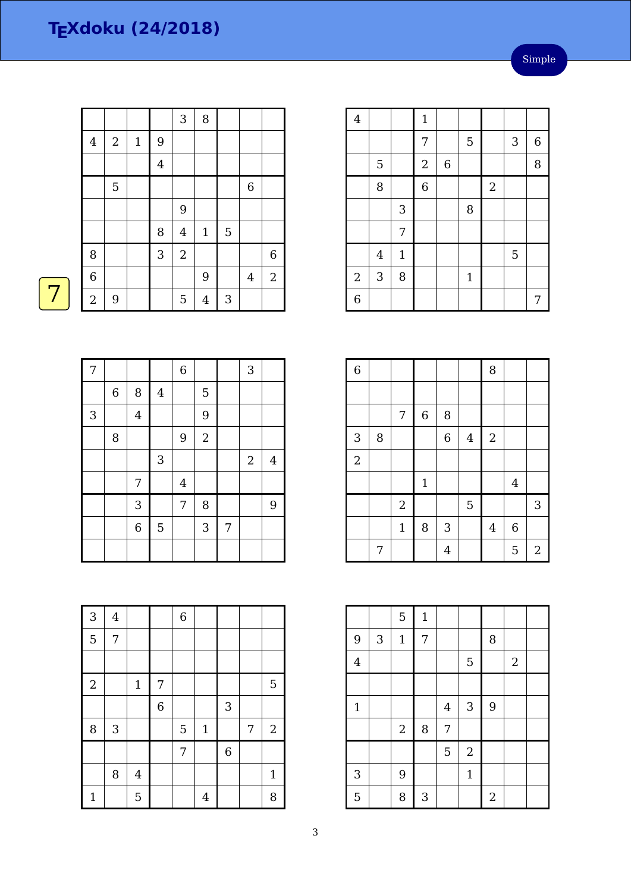# TEXdoku (24/2018)

Simple

7

|   |   |   |   |   |   |   |   |   |
|---|---|---|---|---|---|---|---|---|
|   |   |   |   | 3 | 8 |   |   |   |
| 4 | 2 | 1 | 9 |   |   |   |   |   |
|   |   |   | 4 |   |   |   |   |   |
|   | 5 |   |   |   |   |   | 6 |   |
|   |   |   |   | 9 |   |   |   |   |
|   |   |   | 8 | 4 | 1 | 5 |   |   |
| 8 |   |   | 3 | 2 |   |   |   | 6 |
| 6 |   |   |   |   | 9 |   | 4 | 2 |
| 2 | 9 |   |   | 5 | 4 | 3 |   |   |

|   |   |   |   |   |   |   |   |   |
|---|---|---|---|---|---|---|---|---|
| 4 |   |   | 1 |   |   |   |   |   |
|   |   |   | 7 |   | 5 |   | 3 | 6 |
|   | 5 |   | 2 | 6 |   |   |   | 8 |
|   | 8 |   | 6 |   |   | 2 |   |   |
|   |   | 3 |   |   | 8 |   |   |   |
|   |   | 7 |   |   |   |   |   |   |
|   | 4 | 1 |   |   |   |   | 5 |   |
| 2 | 3 | 8 |   |   | 1 |   |   |   |
| 6 |   |   |   |   |   |   |   | 7 |

|   |   |   |   |   |   |   |   |   |
|---|---|---|---|---|---|---|---|---|
| 7 |   |   |   | 6 |   |   | 3 |   |
|   | 6 | 8 | 4 |   | 5 |   |   |   |
| 3 |   | 4 |   |   | 9 |   |   |   |
|   | 8 |   |   | 9 | 2 |   |   |   |
|   |   |   | 3 |   |   |   | 2 | 4 |
|   |   | 7 |   | 4 |   |   |   |   |
|   |   | 3 |   | 7 | 8 |   |   | 9 |
|   |   | 6 | 5 |   | 3 | 7 |   |   |
|   |   |   |   |   |   |   |   |   |

|   |   |   |   |   |   |   |   |   |
|---|---|---|---|---|---|---|---|---|
| 6 |   |   |   |   |   | 8 |   |   |
|   |   |   |   |   |   |   |   |   |
|   |   | 7 | 6 | 8 |   |   |   |   |
| 3 | 8 |   |   | 6 | 4 | 2 |   |   |
| 2 |   |   |   |   |   |   |   |   |
|   |   |   | 1 |   |   |   | 4 |   |
|   |   | 2 |   |   | 5 |   |   | 3 |
|   |   | 1 | 8 | 3 |   | 4 | 6 |   |
|   | 7 |   |   | 4 |   |   | 5 | 2 |

|   |   |   |   |   |   |   |   |   |
|---|---|---|---|---|---|---|---|---|
| 3 | 4 |   |   | 6 |   |   |   |   |
| 5 | 7 |   |   |   |   |   |   |   |
|   |   |   |   |   |   |   |   |   |
| 2 |   | 1 | 7 |   |   |   |   | 5 |
|   |   |   | 6 |   |   | 3 |   |   |
| 8 | 3 |   |   | 5 | 1 |   | 7 | 2 |
|   |   |   |   | 7 |   | 6 |   |   |
|   | 8 | 4 |   |   |   |   |   | 1 |
| 1 |   | 5 |   |   | 4 |   |   | 8 |

|   |   |   |   |   |   |   |   |   |
|---|---|---|---|---|---|---|---|---|
|   |   | 5 | 1 |   |   |   |   |   |
| 9 | 3 | 1 | 7 |   |   | 8 |   |   |
| 4 |   |   |   |   | 5 |   | 2 |   |
|   |   |   |   |   |   |   |   |   |
| 1 |   |   |   | 4 | 3 | 9 |   |   |
|   |   | 2 | 8 | 7 |   |   |   |   |
|   |   |   |   | 5 | 2 |   |   |   |
| 3 |   | 9 |   |   | 1 |   |   |   |
| 5 |   | 8 | 3 |   |   | 2 |   |   |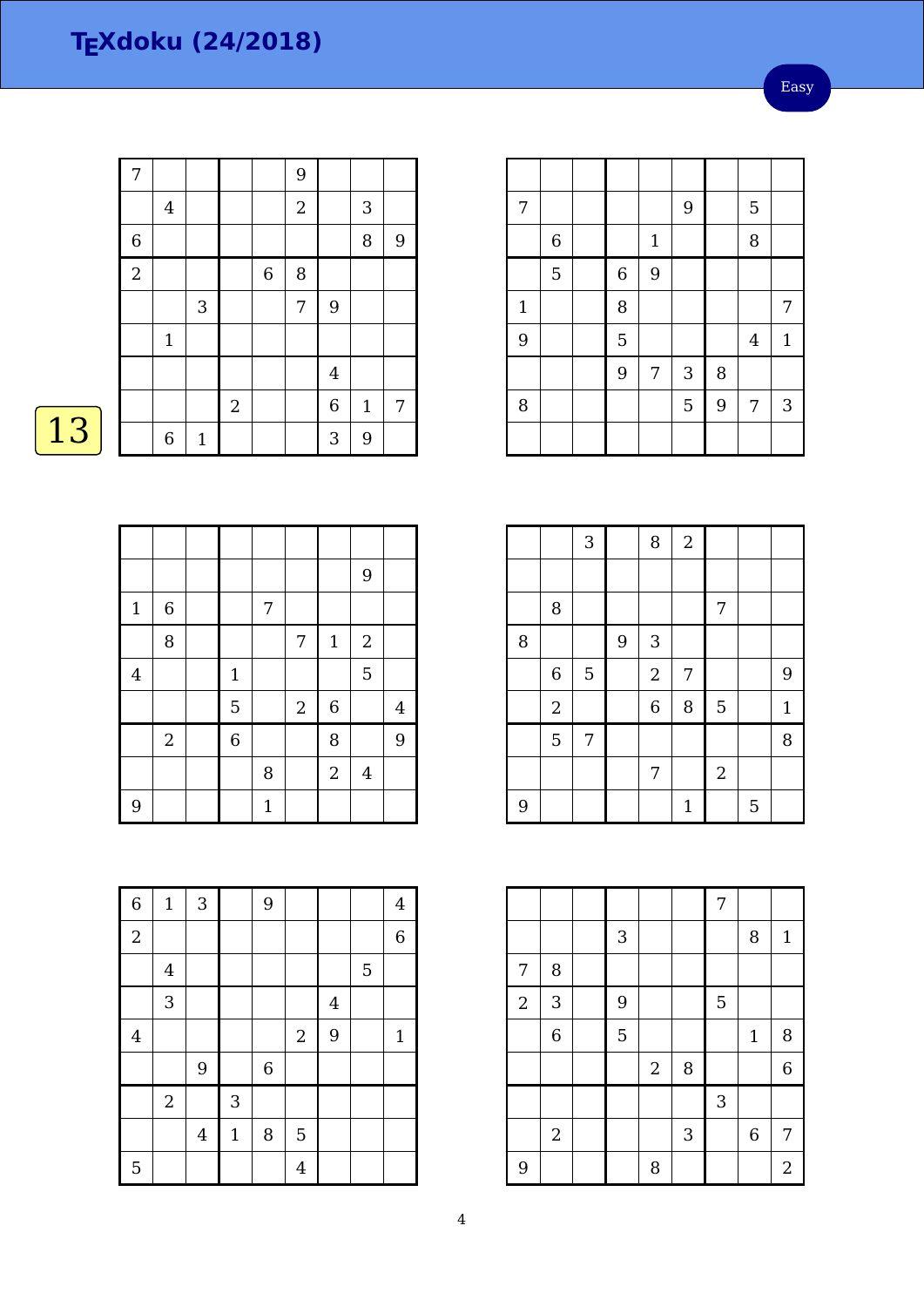# TEXdoku (24/2018)

Easy

13

| | | | | | | | | |
|---|---|---|---|---|---|---|---|---|
| 7 | | | | | 9 | | | |
| | 4 | | | | 2 | | 3 | |
| 6 | | | | | | | 8 | 9 |
| 2 | | | | 6 | 8 | | | |
| | | 3 | | | 7 | 9 | | |
| | 1 | | | | | | | |
| | | | | | | 4 | | |
| | | | 2 | | | 6 | 1 | 7 |
| | 6 | 1 | | | | 3 | 9 | |

| | | | | | | | | |
|---|---|---|---|---|---|---|---|---|
| | | | | | | | | |
| 7 | | | | | 9 | | 5 | |
| | 6 | | | 1 | | | 8 | |
| | 5 | | 6 | 9 | | | | |
| 1 | | | 8 | | | | | 7 |
| 9 | | | 5 | | | | 4 | 1 |
| | | | 9 | 7 | 3 | 8 | | |
| 8 | | | | | 5 | 9 | 7 | 3 |
| | | | | | | | | |

| | | | | | | | | |
|---|---|---|---|---|---|---|---|---|
| | | | | | | | | |
| | | | | | | | 9 | |
| 1 | 6 | | | 7 | | | | |
| | 8 | | | | 7 | 1 | 2 | |
| 4 | | | 1 | | | | 5 | |
| | | | 5 | | 2 | 6 | | 4 |
| | 2 | | 6 | | | 8 | | 9 |
| | | | | 8 | | 2 | 4 | |
| 9 | | | | 1 | | | | |

| | | | | | | | | |
|---|---|---|---|---|---|---|---|---|
| | | 3 | | 8 | 2 | | | |
| | | | | | | | | |
| | 8 | | | | | 7 | | |
| 8 | | | 9 | 3 | | | | |
| | 6 | 5 | | 2 | 7 | | | 9 |
| | 2 | | | 6 | 8 | 5 | | 1 |
| | 5 | 7 | | | | | | 8 |
| | | | | 7 | | 2 | | |
| 9 | | | | | 1 | | 5 | |

| | | | | | | | | |
|---|---|---|---|---|---|---|---|---|
| 6 | 1 | 3 | | 9 | | | | 4 |
| 2 | | | | | | | | 6 |
| | 4 | | | | | | 5 | |
| | 3 | | | | | 4 | | |
| 4 | | | | | 2 | 9 | | 1 |
| | | 9 | | 6 | | | | |
| | 2 | | 3 | | | | | |
| | | 4 | 1 | 8 | 5 | | | |
| 5 | | | | | 4 | | | |

| | | | | | | | | |
|---|---|---|---|---|---|---|---|---|
| | | | | | | 7 | | |
| | | | 3 | | | | 8 | 1 |
| 7 | 8 | | | | | | | |
| 2 | 3 | | 9 | | | 5 | | |
| | 6 | | 5 | | | | 1 | 8 |
| | | | | 2 | 8 | | | 6 |
| | | | | | | 3 | | |
| | 2 | | | | 3 | | 6 | 7 |
| 9 | | | | 8 | | | | 2 |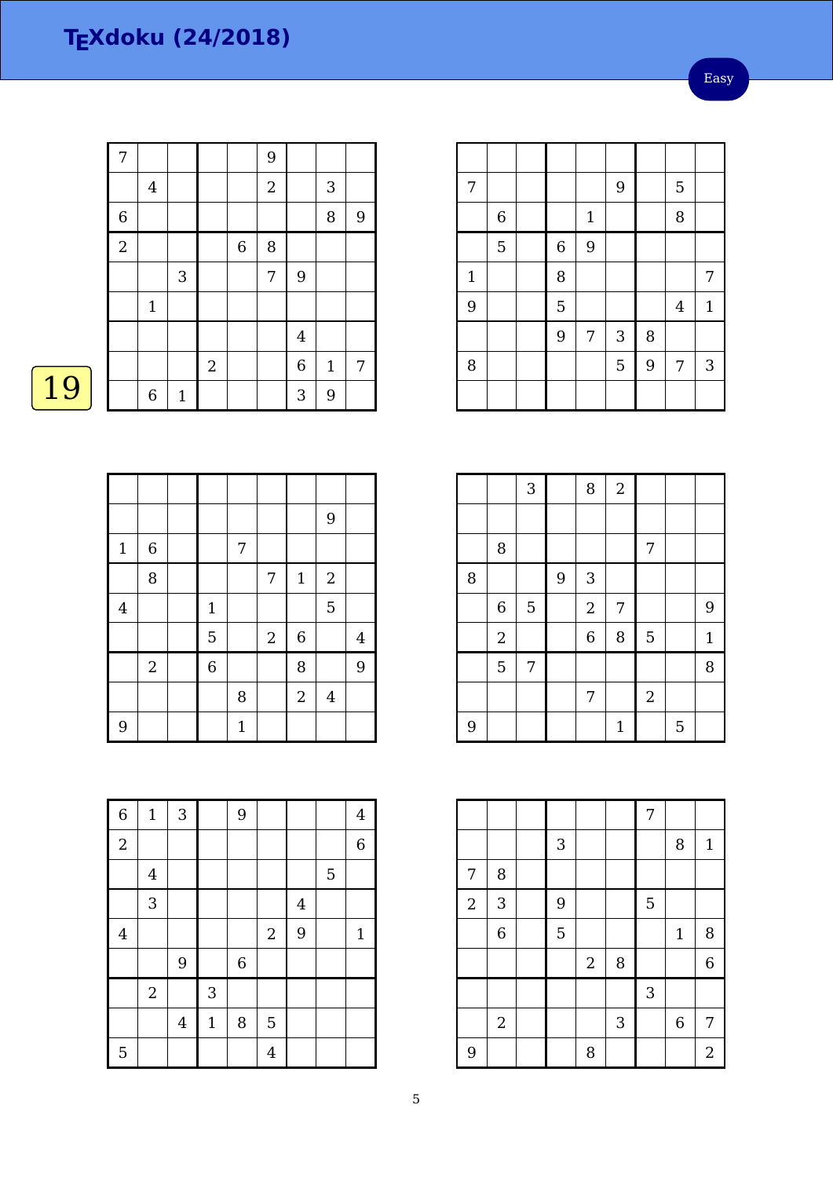# TEXdoku (24/2018)

Easy

19

| | | | | | | | | |
|---|---|---|---|---|---|---|---|---|
| 7 | | | | | 9 | | | |
| | 4 | | | | 2 | | 3 | |
| 6 | | | | | | | 8 | 9 |
| 2 | | | | 6 | 8 | | | |
| | | 3 | | | 7 | 9 | | |
| | 1 | | | | | | | |
| | | | | | | 4 | | |
| | | | 2 | | | 6 | 1 | 7 |
| | 6 | 1 | | | | 3 | 9 | |

| | | | | | | | | |
|---|---|---|---|---|---|---|---|---|
| | | | | | | | | |
| 7 | | | | | 9 | | 5 | |
| | 6 | | | 1 | | | 8 | |
| | 5 | | 6 | 9 | | | | |
| 1 | | | 8 | | | | | 7 |
| 9 | | | 5 | | | | 4 | 1 |
| | | | 9 | 7 | 3 | 8 | | |
| 8 | | | | | 5 | 9 | 7 | 3 |
| | | | | | | | | |

| | | | | | | | | |
|---|---|---|---|---|---|---|---|---|
| | | | | | | | | |
| | | | | | | | 9 | |
| 1 | 6 | | | 7 | | | | |
| | 8 | | | | 7 | 1 | 2 | |
| 4 | | | 1 | | | | 5 | |
| | | | 5 | | 2 | 6 | | 4 |
| | 2 | | 6 | | | 8 | | 9 |
| | | | | 8 | | 2 | 4 | |
| 9 | | | | 1 | | | | |

| | | | | | | | | |
|---|---|---|---|---|---|---|---|---|
| | | 3 | | 8 | 2 | | | |
| | | | | | | | | |
| | 8 | | | | | 7 | | |
| 8 | | | 9 | 3 | | | | |
| | 6 | 5 | | 2 | 7 | | | 9 |
| | 2 | | | 6 | 8 | 5 | | 1 |
| | 5 | 7 | | | | | | 8 |
| | | | | 7 | | 2 | | |
| 9 | | | | | 1 | | 5 | |

| | | | | | | | | |
|---|---|---|---|---|---|---|---|---|
| 6 | 1 | 3 | | 9 | | | | 4 |
| 2 | | | | | | | | 6 |
| | 4 | | | | | | 5 | |
| | 3 | | | | | 4 | | |
| 4 | | | | | 2 | 9 | | 1 |
| | | 9 | | 6 | | | | |
| | 2 | | 3 | | | | | |
| | | 4 | 1 | 8 | 5 | | | |
| 5 | | | | | 4 | | | |

| | | | | | | | | |
|---|---|---|---|---|---|---|---|---|
| | | | | | | 7 | | |
| | | | 3 | | | | 8 | 1 |
| 7 | 8 | | | | | | | |
| 2 | 3 | | 9 | | | 5 | | |
| | 6 | | 5 | | | | 1 | 8 |
| | | | | 2 | 8 | | | 6 |
| | | | | | | 3 | | |
| | 2 | | | | 3 | | 6 | 7 |
| 9 | | | | 8 | | | | 2 |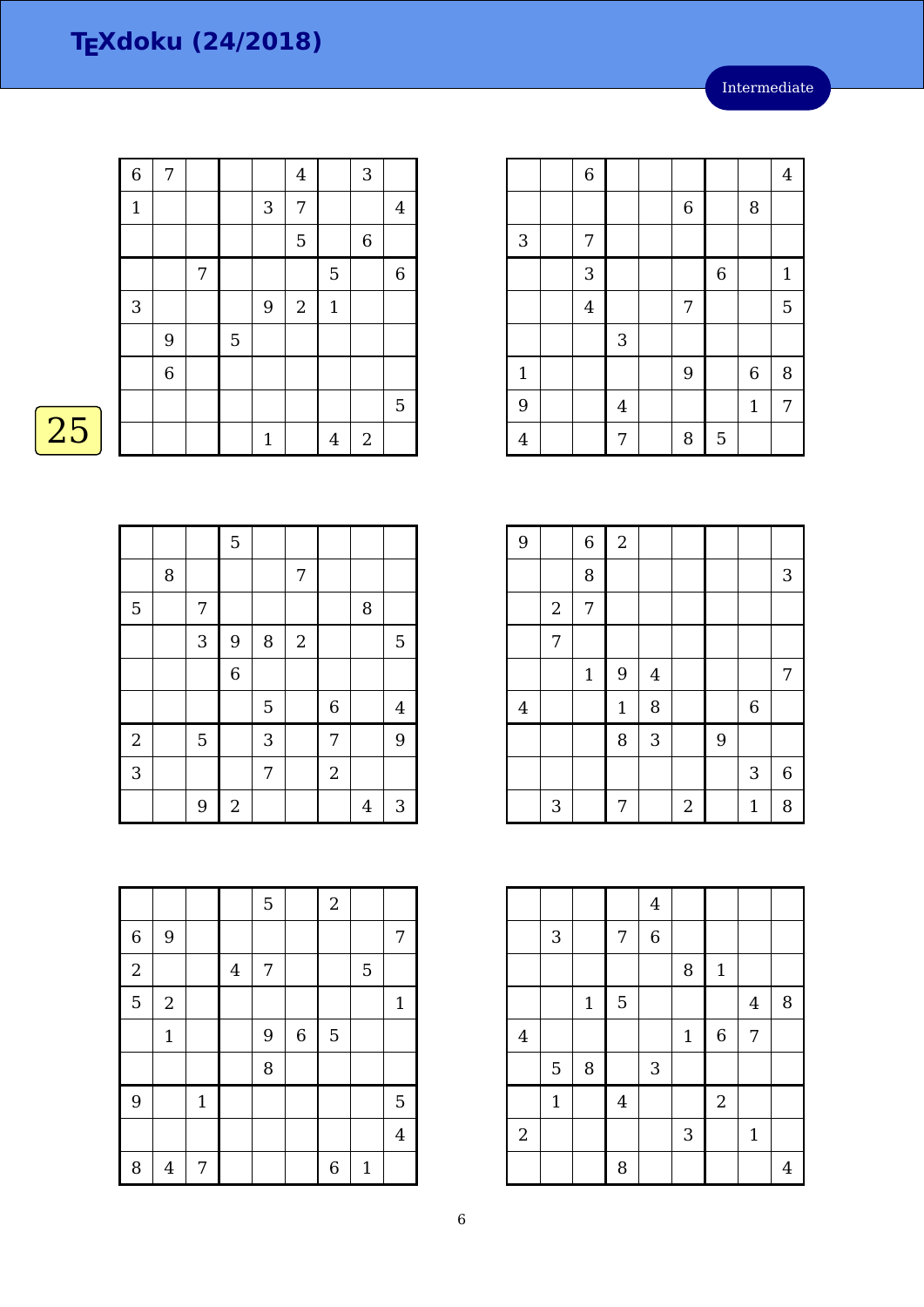# TEXdoku (24/2018)

Intermediate

25

| | | | | | | | | |
|---|---|---|---|---|---|---|---|---|
| 6 | 7 | | | | 4 | | 3 | |
| 1 | | | | 3 | 7 | | | 4 |
| | | | | | 5 | | 6 | |
| | | 7 | | | | 5 | | 6 |
| 3 | | | | 9 | 2 | 1 | | |
| | 9 | | 5 | | | | | |
| | 6 | | | | | | | |
| | | | | | | | | 5 |
| | | | | 1 | | 4 | 2 | |

| | | | | | | | | |
|---|---|---|---|---|---|---|---|---|
| | | 6 | | | | | | 4 |
| | | | | | 6 | | 8 | |
| 3 | | 7 | | | | | | |
| | | 3 | | | | 6 | | 1 |
| | | 4 | | | 7 | | | 5 |
| | | | 3 | | | | | |
| 1 | | | | | 9 | | 6 | 8 |
| 9 | | | 4 | | | | 1 | 7 |
| 4 | | | 7 | | 8 | 5 | | |

| | | | | | | | | |
|---|---|---|---|---|---|---|---|---|
| | | | 5 | | | | | |
| | 8 | | | | 7 | | | |
| 5 | | 7 | | | | | 8 | |
| | | 3 | 9 | 8 | 2 | | | 5 |
| | | | 6 | | | | | |
| | | | | 5 | | 6 | | 4 |
| 2 | | 5 | | 3 | | 7 | | 9 |
| 3 | | | | 7 | | 2 | | |
| | | 9 | 2 | | | | 4 | 3 |

| | | | | | | | | |
|---|---|---|---|---|---|---|---|---|
| 9 | | 6 | 2 | | | | | |
| | | 8 | | | | | | 3 |
| | 2 | 7 | | | | | | |
| | 7 | | | | | | | |
| | | 1 | 9 | 4 | | | | 7 |
| 4 | | | 1 | 8 | | | 6 | |
| | | | 8 | 3 | | 9 | | |
| | | | | | | | 3 | 6 |
| | 3 | | 7 | | 2 | | 1 | 8 |

| | | | | | | | | |
|---|---|---|---|---|---|---|---|---|
| | | | | 5 | | 2 | | |
| 6 | 9 | | | | | | | 7 |
| 2 | | | 4 | 7 | | | 5 | |
| 5 | 2 | | | | | | | 1 |
| | 1 | | | 9 | 6 | 5 | | |
| | | | | 8 | | | | |
| 9 | | 1 | | | | | | 5 |
| | | | | | | | | 4 |
| 8 | 4 | 7 | | | | 6 | 1 | |

| | | | | | | | | |
|---|---|---|---|---|---|---|---|---|
| | | | | 4 | | | | |
| | 3 | | 7 | 6 | | | | |
| | | | | | 8 | 1 | | |
| | | 1 | 5 | | | | 4 | 8 |
| 4 | | | | | 1 | 6 | 7 | |
| | 5 | 8 | | 3 | | | | |
| | 1 | | 4 | | | 2 | | |
| 2 | | | | | 3 | | 1 | |
| | | | 8 | | | | | 4 |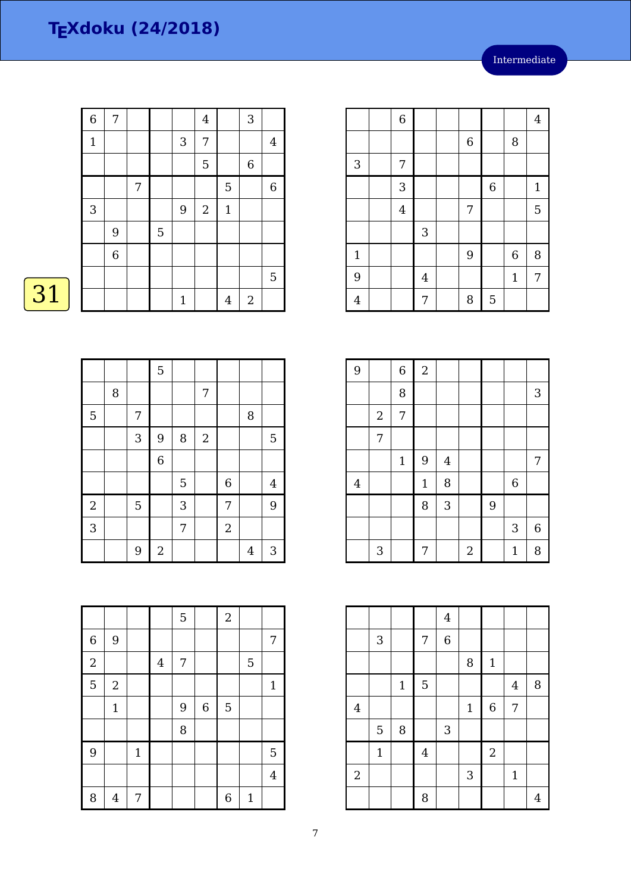# TEXdoku (24/2018)

Intermediate

31

| | | | | | | | | |
|---|---|---|---|---|---|---|---|---|
| 6 | 7 | | | | 4 | | 3 | |
| 1 | | | | 3 | 7 | | | 4 |
| | | | | | 5 | | 6 | |
| | | 7 | | | | 5 | | 6 |
| 3 | | | | 9 | 2 | 1 | | |
| | 9 | | 5 | | | | | |
| | 6 | | | | | | | |
| | | | | | | | | 5 |
| | | | | 1 | | 4 | 2 | |

| | | | | | | | | |
|---|---|---|---|---|---|---|---|---|
| | | 6 | | | | | | 4 |
| | | | | | 6 | | 8 | |
| 3 | | 7 | | | | | | |
| | | 3 | | | | 6 | | 1 |
| | | 4 | | | 7 | | | 5 |
| | | | 3 | | | | | |
| 1 | | | | | 9 | | 6 | 8 |
| 9 | | | 4 | | | | 1 | 7 |
| 4 | | | 7 | | 8 | 5 | | |

| | | | | | | | | |
|---|---|---|---|---|---|---|---|---|
| | | | 5 | | | | | |
| | 8 | | | | 7 | | | |
| 5 | | 7 | | | | | 8 | |
| | | 3 | 9 | 8 | 2 | | | 5 |
| | | | 6 | | | | | |
| | | | | 5 | | 6 | | 4 |
| 2 | | 5 | | 3 | | 7 | | 9 |
| 3 | | | | 7 | | 2 | | |
| | | 9 | 2 | | | | 4 | 3 |

| | | | | | | | | |
|---|---|---|---|---|---|---|---|---|
| 9 | | 6 | 2 | | | | | |
| | | 8 | | | | | | 3 |
| | 2 | 7 | | | | | | |
| | 7 | | | | | | | |
| | | 1 | 9 | 4 | | | | 7 |
| 4 | | | 1 | 8 | | | 6 | |
| | | | 8 | 3 | | 9 | | |
| | | | | | | | 3 | 6 |
| | 3 | | 7 | | 2 | | 1 | 8 |

| | | | | | | | | |
|---|---|---|---|---|---|---|---|---|
| | | | | 5 | | 2 | | |
| 6 | 9 | | | | | | | 7 |
| 2 | | | 4 | 7 | | | 5 | |
| 5 | 2 | | | | | | | 1 |
| | 1 | | | 9 | 6 | 5 | | |
| | | | | 8 | | | | |
| 9 | | 1 | | | | | | 5 |
| | | | | | | | | 4 |
| 8 | 4 | 7 | | | | 6 | 1 | |

| | | | | | | | | |
|---|---|---|---|---|---|---|---|---|
| | | | | 4 | | | | |
| | 3 | | 7 | 6 | | | | |
| | | | | | 8 | 1 | | |
| | | 1 | 5 | | | | 4 | 8 |
| 4 | | | | | 1 | 6 | 7 | |
| | 5 | 8 | | 3 | | | | |
| | 1 | | 4 | | | 2 | | |
| 2 | | | | | 3 | | 1 | |
| | | | 8 | | | | | 4 |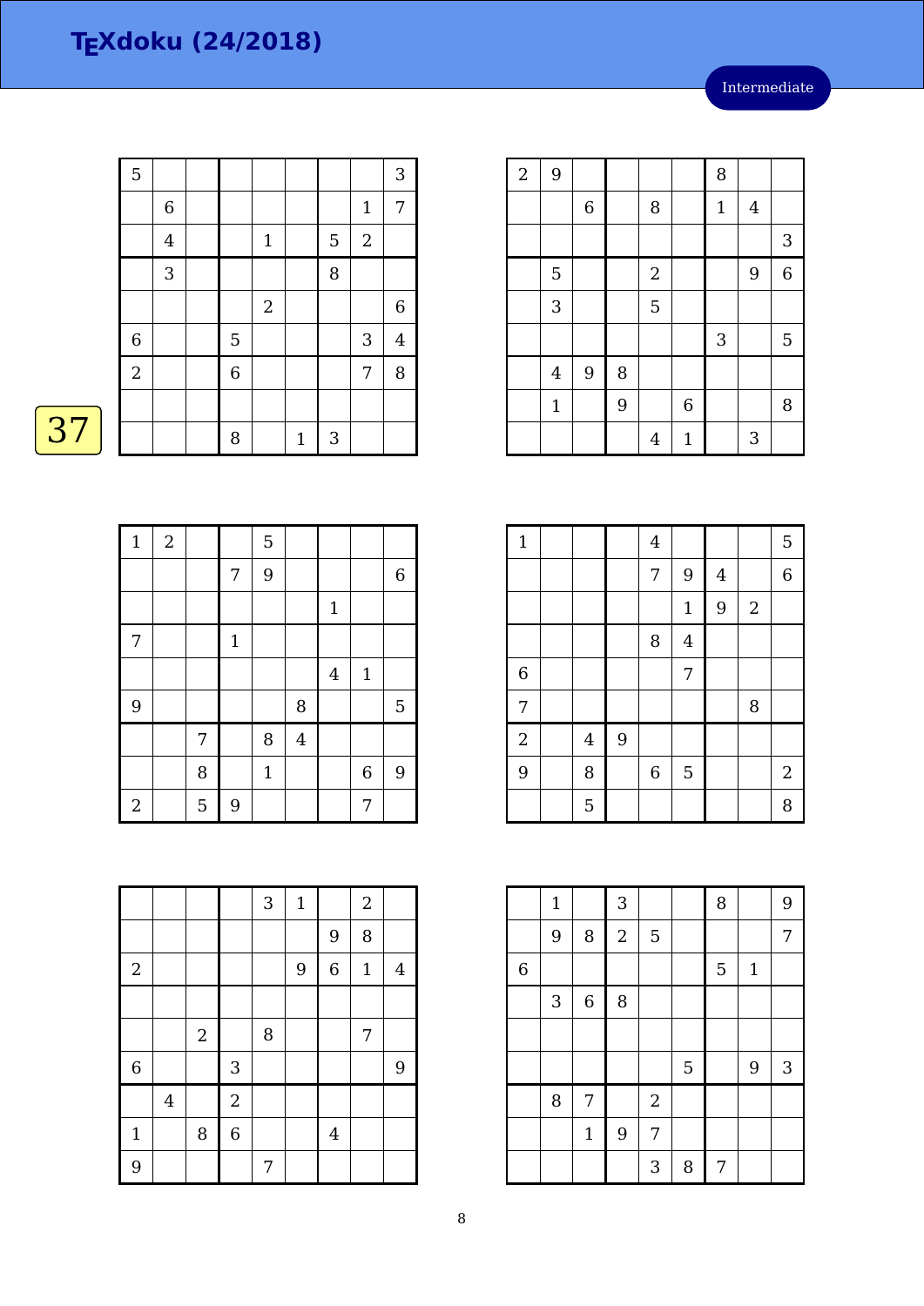# TEXdoku (24/2018)

Intermediate

37

| | | | | | | | | |
|---|---|---|---|---|---|---|---|---|
| 5 | | | | | | | | 3 |
| | 6 | | | | | | 1 | 7 |
| | 4 | | | 1 | | 5 | 2 | |
| | 3 | | | | | 8 | | |
| | | | | 2 | | | | 6 |
| 6 | | | 5 | | | | 3 | 4 |
| 2 | | | 6 | | | | 7 | 8 |
| | | | | | | | | |
| | | | 8 | | 1 | 3 | | |

| | | | | | | | | |
|---|---|---|---|---|---|---|---|---|
| 2 | 9 | | | | | 8 | | |
| | | 6 | | 8 | | 1 | 4 | |
| | | | | | | | | 3 |
| | 5 | | | 2 | | | 9 | 6 |
| | 3 | | | 5 | | | | |
| | | | | | | 3 | | 5 |
| | 4 | 9 | 8 | | | | | |
| | 1 | | 9 | | 6 | | | 8 |
| | | | | 4 | 1 | | 3 | |

| | | | | | | | | |
|---|---|---|---|---|---|---|---|---|
| 1 | 2 | | | 5 | | | | |
| | | | 7 | 9 | | | | 6 |
| | | | | | | 1 | | |
| 7 | | | 1 | | | | | |
| | | | | | | 4 | 1 | |
| 9 | | | | | 8 | | | 5 |
| | | 7 | | 8 | 4 | | | |
| | | 8 | | 1 | | | 6 | 9 |
| 2 | | 5 | 9 | | | | 7 | |

| | | | | | | | | |
|---|---|---|---|---|---|---|---|---|
| 1 | | | | 4 | | | | 5 |
| | | | | 7 | 9 | 4 | | 6 |
| | | | | | 1 | 9 | 2 | |
| | | | | 8 | 4 | | | |
| 6 | | | | | 7 | | | |
| 7 | | | | | | | 8 | |
| 2 | | 4 | 9 | | | | | |
| 9 | | 8 | | 6 | 5 | | | 2 |
| | | 5 | | | | | | 8 |

| | | | | | | | | |
|---|---|---|---|---|---|---|---|---|
| | | | | 3 | 1 | | 2 | |
| | | | | | | 9 | 8 | |
| 2 | | | | | 9 | 6 | 1 | 4 |
| | | | | | | | | |
| | | 2 | | 8 | | | 7 | |
| 6 | | | 3 | | | | | 9 |
| | 4 | | 2 | | | | | |
| 1 | | 8 | 6 | | | 4 | | |
| 9 | | | | 7 | | | | |

| | | | | | | | | |
|---|---|---|---|---|---|---|---|---|
| | 1 | | 3 | | | 8 | | 9 |
| | 9 | 8 | 2 | 5 | | | | 7 |
| 6 | | | | | | 5 | 1 | |
| | 3 | 6 | 8 | | | | | |
| | | | | | | | | |
| | | | | | 5 | | 9 | 3 |
| | 8 | 7 | | 2 | | | | |
| | | 1 | 9 | 7 | | | | |
| | | | | 3 | 8 | 7 | | |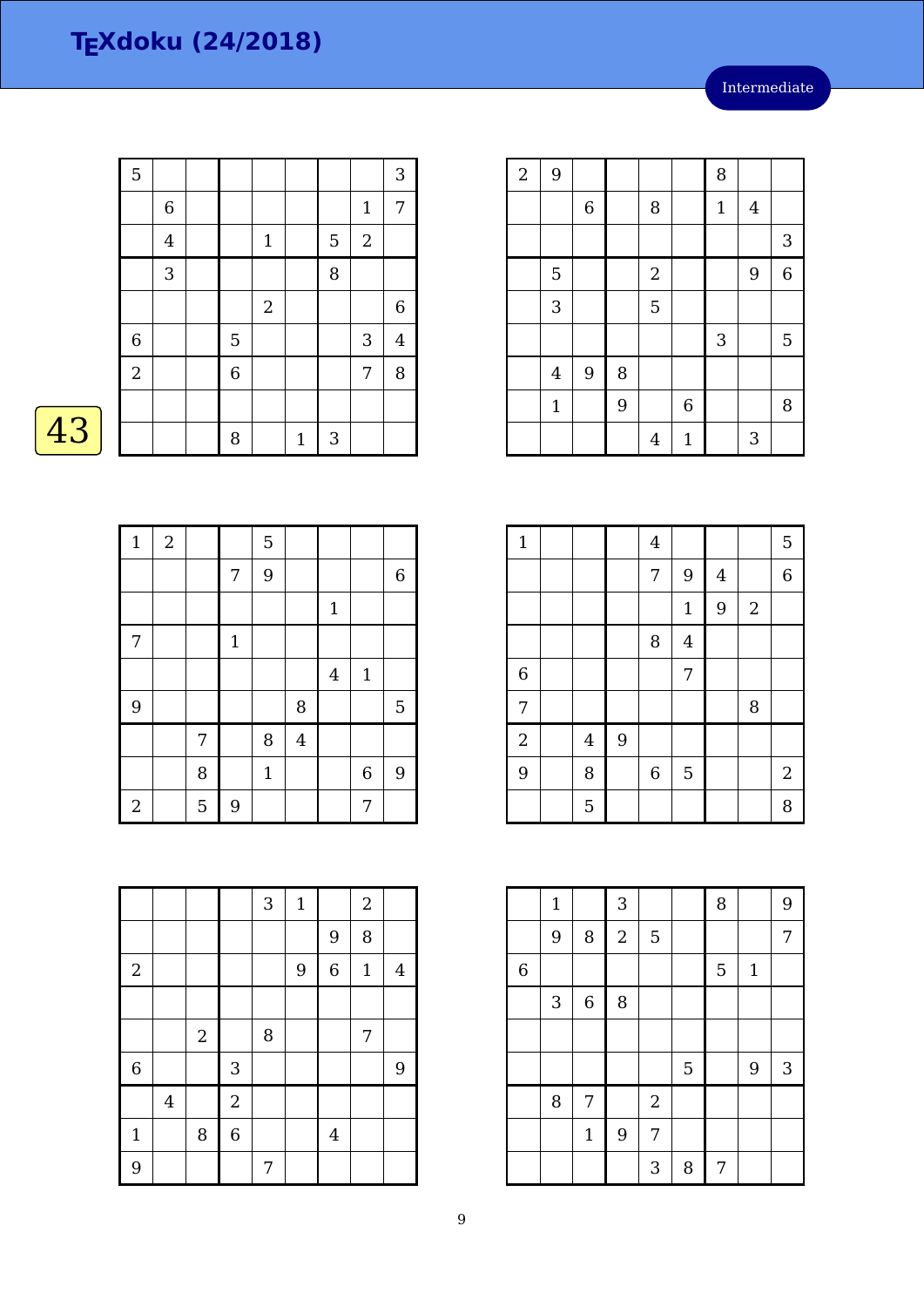# TEXdoku (24/2018)

Intermediate

43

| | | | | | | | | |
|---|---|---|---|---|---|---|---|---|
| 5 | | | | | | | | 3 |
| | 6 | | | | | | 1 | 7 |
| | 4 | | | 1 | | 5 | 2 | |
| | 3 | | | | | 8 | | |
| | | | | 2 | | | | 6 |
| 6 | | | 5 | | | | 3 | 4 |
| 2 | | | 6 | | | | 7 | 8 |
| | | | | | | | | |
| | | | 8 | | 1 | 3 | | |

| | | | | | | | | |
|---|---|---|---|---|---|---|---|---|
| 2 | 9 | | | | | 8 | | |
| | | 6 | | 8 | | 1 | 4 | |
| | | | | | | | | 3 |
| | 5 | | | 2 | | | 9 | 6 |
| | 3 | | | 5 | | | | |
| | | | | | | 3 | | 5 |
| | 4 | 9 | 8 | | | | | |
| | 1 | | 9 | | 6 | | | 8 |
| | | | | 4 | 1 | | 3 | |

| | | | | | | | | |
|---|---|---|---|---|---|---|---|---|
| 1 | 2 | | | 5 | | | | |
| | | | 7 | 9 | | | | 6 |
| | | | | | | 1 | | |
| 7 | | | 1 | | | | | |
| | | | | | | 4 | 1 | |
| 9 | | | | | 8 | | | 5 |
| | | 7 | | 8 | 4 | | | |
| | | 8 | | 1 | | | 6 | 9 |
| 2 | | 5 | 9 | | | | 7 | |

| | | | | | | | | |
|---|---|---|---|---|---|---|---|---|
| 1 | | | | 4 | | | | 5 |
| | | | | 7 | 9 | 4 | | 6 |
| | | | | | 1 | 9 | 2 | |
| | | | | 8 | 4 | | | |
| 6 | | | | | 7 | | | |
| 7 | | | | | | | 8 | |
| 2 | | 4 | 9 | | | | | |
| 9 | | 8 | | 6 | 5 | | | 2 |
| | | 5 | | | | | | 8 |

| | | | | | | | | |
|---|---|---|---|---|---|---|---|---|
| | | | | 3 | 1 | | 2 | |
| | | | | | | 9 | 8 | |
| 2 | | | | | 9 | 6 | 1 | 4 |
| | | | | | | | | |
| | | 2 | | 8 | | | 7 | |
| 6 | | | 3 | | | | | 9 |
| | 4 | | 2 | | | | | |
| 1 | | 8 | 6 | | | 4 | | |
| 9 | | | | 7 | | | | |

| | | | | | | | | |
|---|---|---|---|---|---|---|---|---|
| | 1 | | 3 | | | 8 | | 9 |
| | 9 | 8 | 2 | 5 | | | | 7 |
| 6 | | | | | | 5 | 1 | |
| | 3 | 6 | 8 | | | | | |
| | | | | | | | | |
| | | | | | 5 | | 9 | 3 |
| | 8 | 7 | | 2 | | | | |
| | | 1 | 9 | 7 | | | | |
| | | | | 3 | 8 | 7 | | |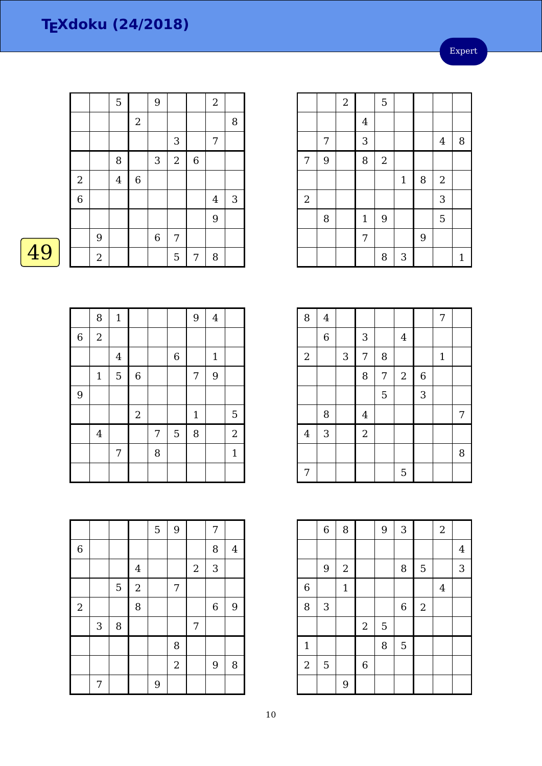# TEXdoku (24/2018)

Expert

49

|   |   |   |   |   |   |   |   |   |
|---|---|---|---|---|---|---|---|---|
|   |   | 5 |   | 9 |   |   | 2 |   |
|   |   |   | 2 |   |   |   |   | 8 |
|   |   |   |   |   | 3 |   | 7 |   |
|   |   | 8 |   | 3 | 2 | 6 |   |   |
| 2 |   | 4 | 6 |   |   |   |   |   |
| 6 |   |   |   |   |   |   | 4 | 3 |
|   |   |   |   |   |   |   | 9 |   |
|   | 9 |   |   | 6 | 7 |   |   |   |
|   | 2 |   |   |   | 5 | 7 | 8 |   |

|   |   |   |   |   |   |   |   |   |
|---|---|---|---|---|---|---|---|---|
|   |   | 2 |   | 5 |   |   |   |   |
|   |   |   | 4 |   |   |   |   |   |
|   | 7 |   | 3 |   |   |   | 4 | 8 |
| 7 | 9 |   | 8 | 2 |   |   |   |   |
|   |   |   |   |   | 1 | 8 | 2 |   |
| 2 |   |   |   |   |   |   | 3 |   |
|   | 8 |   | 1 | 9 |   |   | 5 |   |
|   |   |   | 7 |   |   | 9 |   |   |
|   |   |   |   | 8 | 3 |   |   | 1 |

|   |   |   |   |   |   |   |   |   |
|---|---|---|---|---|---|---|---|---|
|   | 8 | 1 |   |   |   | 9 | 4 |   |
| 6 | 2 |   |   |   |   |   |   |   |
|   |   | 4 |   |   | 6 |   | 1 |   |
|   | 1 | 5 | 6 |   |   | 7 | 9 |   |
| 9 |   |   |   |   |   |   |   |   |
|   |   |   | 2 |   |   | 1 |   | 5 |
|   | 4 |   |   | 7 | 5 | 8 |   | 2 |
|   |   | 7 |   | 8 |   |   |   | 1 |
|   |   |   |   |   |   |   |   |   |

|   |   |   |   |   |   |   |   |   |
|---|---|---|---|---|---|---|---|---|
| 8 | 4 |   |   |   |   |   | 7 |   |
|   | 6 |   | 3 |   | 4 |   |   |   |
| 2 |   | 3 | 7 | 8 |   |   | 1 |   |
|   |   |   | 8 | 7 | 2 | 6 |   |   |
|   |   |   |   | 5 |   | 3 |   |   |
|   | 8 |   | 4 |   |   |   |   | 7 |
| 4 | 3 |   | 2 |   |   |   |   |   |
|   |   |   |   |   |   |   |   | 8 |
| 7 |   |   |   |   | 5 |   |   |   |

|   |   |   |   |   |   |   |   |   |
|---|---|---|---|---|---|---|---|---|
|   |   |   |   | 5 | 9 |   | 7 |   |
| 6 |   |   |   |   |   |   | 8 | 4 |
|   |   |   | 4 |   |   | 2 | 3 |   |
|   |   | 5 | 2 |   | 7 |   |   |   |
| 2 |   |   | 8 |   |   |   | 6 | 9 |
|   | 3 | 8 |   |   |   | 7 |   |   |
|   |   |   |   |   | 8 |   |   |   |
|   |   |   |   |   | 2 |   | 9 | 8 |
|   | 7 |   |   | 9 |   |   |   |   |

|   |   |   |   |   |   |   |   |   |
|---|---|---|---|---|---|---|---|---|
|   | 6 | 8 |   | 9 | 3 |   | 2 |   |
|   |   |   |   |   |   |   |   | 4 |
|   | 9 | 2 |   |   | 8 | 5 |   | 3 |
| 6 |   | 1 |   |   |   |   | 4 |   |
| 8 | 3 |   |   |   | 6 | 2 |   |   |
|   |   |   | 2 | 5 |   |   |   |   |
| 1 |   |   |   | 8 | 5 |   |   |   |
| 2 | 5 |   | 6 |   |   |   |   |   |
|   |   | 9 |   |   |   |   |   |   |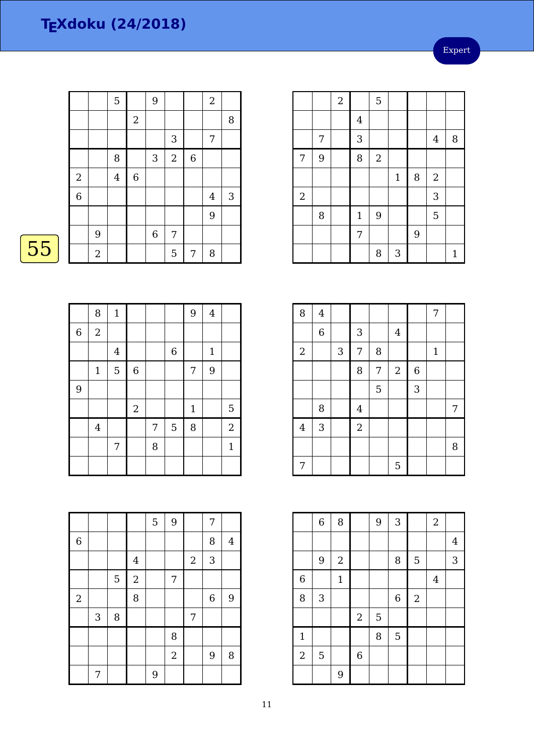# TEXdoku (24/2018)

Expert

55

| | | | | | | | | |
|---|---|---|---|---|---|---|---|---|
| | | 5 | | 9 | | | 2 | |
| | | | 2 | | | | | 8 |
| | | | | | 3 | | 7 | |
| | | 8 | | 3 | 2 | 6 | | |
| 2 | | 4 | 6 | | | | | |
| 6 | | | | | | | 4 | 3 |
| | | | | | | | 9 | |
| | 9 | | | 6 | 7 | | | |
| | 2 | | | | 5 | 7 | 8 | |

| | | | | | | | | |
|---|---|---|---|---|---|---|---|---|
| | | 2 | | 5 | | | | |
| | | | 4 | | | | | |
| | 7 | | 3 | | | | 4 | 8 |
| 7 | 9 | | 8 | 2 | | | | |
| | | | | | 1 | 8 | 2 | |
| 2 | | | | | | | 3 | |
| | 8 | | 1 | 9 | | | 5 | |
| | | | 7 | | | 9 | | |
| | | | | 8 | 3 | | | 1 |

| | | | | | | | | |
|---|---|---|---|---|---|---|---|---|
| | 8 | 1 | | | | 9 | 4 | |
| 6 | 2 | | | | | | | |
| | | 4 | | | 6 | | 1 | |
| | 1 | 5 | 6 | | | 7 | 9 | |
| 9 | | | | | | | | |
| | | | 2 | | | 1 | | 5 |
| | 4 | | | 7 | 5 | 8 | | 2 |
| | | 7 | | 8 | | | | 1 |
| | | | | | | | | |

| | | | | | | | | |
|---|---|---|---|---|---|---|---|---|
| 8 | 4 | | | | | | 7 | |
| | 6 | | 3 | | 4 | | | |
| 2 | | 3 | 7 | 8 | | | 1 | |
| | | | 8 | 7 | 2 | 6 | | |
| | | | | 5 | | 3 | | |
| | 8 | | 4 | | | | | 7 |
| 4 | 3 | | 2 | | | | | |
| | | | | | | | | 8 |
| 7 | | | | | 5 | | | |

| | | | | | | | | |
|---|---|---|---|---|---|---|---|---|
| | | | | 5 | 9 | | 7 | |
| 6 | | | | | | | 8 | 4 |
| | | | 4 | | | 2 | 3 | |
| | | 5 | 2 | | 7 | | | |
| 2 | | | 8 | | | | 6 | 9 |
| | 3 | 8 | | | | 7 | | |
| | | | | | 8 | | | |
| | | | | | 2 | | 9 | 8 |
| | 7 | | | 9 | | | | |

| | | | | | | | | |
|---|---|---|---|---|---|---|---|---|
| | 6 | 8 | | 9 | 3 | | 2 | |
| | | | | | | | | 4 |
| | 9 | 2 | | | 8 | 5 | | 3 |
| 6 | | 1 | | | | | 4 | |
| 8 | 3 | | | | 6 | 2 | | |
| | | | 2 | 5 | | | | |
| 1 | | | | 8 | 5 | | | |
| 2 | 5 | | 6 | | | | | |
| | | 9 | | | | | | |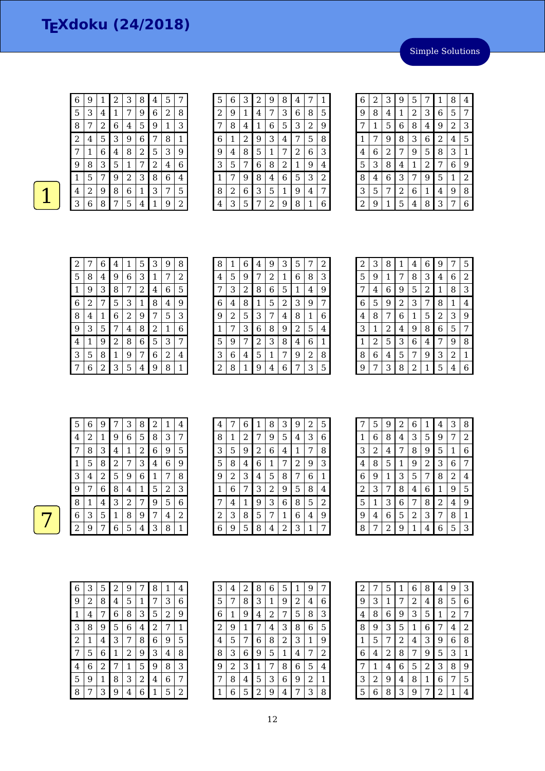# TEXdoku (24/2018)

Simple Solutions

**1**

| | | | | | | | | |
|---|---|---|---|---|---|---|---|---|
| 6 | 9 | 1 | 2 | 3 | 8 | 4 | 5 | 7 |
| 5 | 3 | 4 | 1 | 7 | 9 | 6 | 2 | 8 |
| 8 | 7 | 2 | 6 | 4 | 5 | 9 | 1 | 3 |
| 2 | 4 | 5 | 3 | 9 | 6 | 7 | 8 | 1 |
| 7 | 1 | 6 | 4 | 8 | 2 | 5 | 3 | 9 |
| 9 | 8 | 3 | 5 | 1 | 7 | 2 | 4 | 6 |
| 1 | 5 | 7 | 9 | 2 | 3 | 8 | 6 | 4 |
| 4 | 2 | 9 | 8 | 6 | 1 | 3 | 7 | 5 |
| 3 | 6 | 8 | 7 | 5 | 4 | 1 | 9 | 2 |

| | | | | | | | | |
|---|---|---|---|---|---|---|---|---|
| 5 | 6 | 3 | 2 | 9 | 8 | 4 | 7 | 1 |
| 2 | 9 | 1 | 4 | 7 | 3 | 6 | 8 | 5 |
| 7 | 8 | 4 | 1 | 6 | 5 | 3 | 2 | 9 |
| 6 | 1 | 2 | 9 | 3 | 4 | 7 | 5 | 8 |
| 9 | 4 | 8 | 5 | 1 | 7 | 2 | 6 | 3 |
| 3 | 5 | 7 | 6 | 8 | 2 | 1 | 9 | 4 |
| 1 | 7 | 9 | 8 | 4 | 6 | 5 | 3 | 2 |
| 8 | 2 | 6 | 3 | 5 | 1 | 9 | 4 | 7 |
| 4 | 3 | 5 | 7 | 2 | 9 | 8 | 1 | 6 |

| | | | | | | | | |
|---|---|---|---|---|---|---|---|---|
| 6 | 2 | 3 | 9 | 5 | 7 | 1 | 8 | 4 |
| 9 | 8 | 4 | 1 | 2 | 3 | 6 | 5 | 7 |
| 7 | 1 | 5 | 6 | 8 | 4 | 9 | 2 | 3 |
| 1 | 7 | 9 | 8 | 3 | 6 | 2 | 4 | 5 |
| 4 | 6 | 2 | 7 | 9 | 5 | 8 | 3 | 1 |
| 5 | 3 | 8 | 4 | 1 | 2 | 7 | 6 | 9 |
| 8 | 4 | 6 | 3 | 7 | 9 | 5 | 1 | 2 |
| 3 | 5 | 7 | 2 | 6 | 1 | 4 | 9 | 8 |
| 2 | 9 | 1 | 5 | 4 | 8 | 3 | 7 | 6 |

| | | | | | | | | |
|---|---|---|---|---|---|---|---|---|
| 2 | 7 | 6 | 4 | 1 | 5 | 3 | 9 | 8 |
| 5 | 8 | 4 | 9 | 6 | 3 | 1 | 7 | 2 |
| 1 | 9 | 3 | 8 | 7 | 2 | 4 | 6 | 5 |
| 6 | 2 | 7 | 5 | 3 | 1 | 8 | 4 | 9 |
| 8 | 4 | 1 | 6 | 2 | 9 | 7 | 5 | 3 |
| 9 | 3 | 5 | 7 | 4 | 8 | 2 | 1 | 6 |
| 4 | 1 | 9 | 2 | 8 | 6 | 5 | 3 | 7 |
| 3 | 5 | 8 | 1 | 9 | 7 | 6 | 2 | 4 |
| 7 | 6 | 2 | 3 | 5 | 4 | 9 | 8 | 1 |

| | | | | | | | | |
|---|---|---|---|---|---|---|---|---|
| 8 | 1 | 6 | 4 | 9 | 3 | 5 | 7 | 2 |
| 4 | 5 | 9 | 7 | 2 | 1 | 6 | 8 | 3 |
| 7 | 3 | 2 | 8 | 6 | 5 | 1 | 4 | 9 |
| 6 | 4 | 8 | 1 | 5 | 2 | 3 | 9 | 7 |
| 9 | 2 | 5 | 3 | 7 | 4 | 8 | 1 | 6 |
| 1 | 7 | 3 | 6 | 8 | 9 | 2 | 5 | 4 |
| 5 | 9 | 7 | 2 | 3 | 8 | 4 | 6 | 1 |
| 3 | 6 | 4 | 5 | 1 | 7 | 9 | 2 | 8 |
| 2 | 8 | 1 | 9 | 4 | 6 | 7 | 3 | 5 |

| | | | | | | | | |
|---|---|---|---|---|---|---|---|---|
| 2 | 3 | 8 | 1 | 4 | 6 | 9 | 7 | 5 |
| 5 | 9 | 1 | 7 | 8 | 3 | 4 | 6 | 2 |
| 7 | 4 | 6 | 9 | 5 | 2 | 1 | 8 | 3 |
| 6 | 5 | 9 | 2 | 3 | 7 | 8 | 1 | 4 |
| 4 | 8 | 7 | 6 | 1 | 5 | 2 | 3 | 9 |
| 3 | 1 | 2 | 4 | 9 | 8 | 6 | 5 | 7 |
| 1 | 2 | 5 | 3 | 6 | 4 | 7 | 9 | 8 |
| 8 | 6 | 4 | 5 | 7 | 9 | 3 | 2 | 1 |
| 9 | 7 | 3 | 8 | 2 | 1 | 5 | 4 | 6 |

**7**

| | | | | | | | | |
|---|---|---|---|---|---|---|---|---|
| 5 | 6 | 9 | 7 | 3 | 8 | 2 | 1 | 4 |
| 4 | 2 | 1 | 9 | 6 | 5 | 8 | 3 | 7 |
| 7 | 8 | 3 | 4 | 1 | 2 | 6 | 9 | 5 |
| 1 | 5 | 8 | 2 | 7 | 3 | 4 | 6 | 9 |
| 3 | 4 | 2 | 5 | 9 | 6 | 1 | 7 | 8 |
| 9 | 7 | 6 | 8 | 4 | 1 | 5 | 2 | 3 |
| 8 | 1 | 4 | 3 | 2 | 7 | 9 | 5 | 6 |
| 6 | 3 | 5 | 1 | 8 | 9 | 7 | 4 | 2 |
| 2 | 9 | 7 | 6 | 5 | 4 | 3 | 8 | 1 |

| | | | | | | | | |
|---|---|---|---|---|---|---|---|---|
| 4 | 7 | 6 | 1 | 8 | 3 | 9 | 2 | 5 |
| 8 | 1 | 2 | 7 | 9 | 5 | 4 | 3 | 6 |
| 3 | 5 | 9 | 2 | 6 | 4 | 1 | 7 | 8 |
| 5 | 8 | 4 | 6 | 1 | 7 | 2 | 9 | 3 |
| 9 | 2 | 3 | 4 | 5 | 8 | 7 | 6 | 1 |
| 1 | 6 | 7 | 3 | 2 | 9 | 5 | 8 | 4 |
| 7 | 4 | 1 | 9 | 3 | 6 | 8 | 5 | 2 |
| 2 | 3 | 8 | 5 | 7 | 1 | 6 | 4 | 9 |
| 6 | 9 | 5 | 8 | 4 | 2 | 3 | 1 | 7 |

| | | | | | | | | |
|---|---|---|---|---|---|---|---|---|
| 7 | 5 | 9 | 2 | 6 | 1 | 4 | 3 | 8 |
| 1 | 6 | 8 | 4 | 3 | 5 | 9 | 7 | 2 |
| 3 | 2 | 4 | 7 | 8 | 9 | 5 | 1 | 6 |
| 4 | 8 | 5 | 1 | 9 | 2 | 3 | 6 | 7 |
| 6 | 9 | 1 | 3 | 5 | 7 | 8 | 2 | 4 |
| 2 | 3 | 7 | 8 | 4 | 6 | 1 | 9 | 5 |
| 5 | 1 | 3 | 6 | 7 | 8 | 2 | 4 | 9 |
| 9 | 4 | 6 | 5 | 2 | 3 | 7 | 8 | 1 |
| 8 | 7 | 2 | 9 | 1 | 4 | 6 | 5 | 3 |

| | | | | | | | | |
|---|---|---|---|---|---|---|---|---|
| 6 | 3 | 5 | 2 | 9 | 7 | 8 | 1 | 4 |
| 9 | 2 | 8 | 4 | 5 | 1 | 7 | 3 | 6 |
| 1 | 4 | 7 | 6 | 8 | 3 | 5 | 2 | 9 |
| 3 | 8 | 9 | 5 | 6 | 4 | 2 | 7 | 1 |
| 2 | 1 | 4 | 3 | 7 | 8 | 6 | 9 | 5 |
| 7 | 5 | 6 | 1 | 2 | 9 | 3 | 4 | 8 |
| 4 | 6 | 2 | 7 | 1 | 5 | 9 | 8 | 3 |
| 5 | 9 | 1 | 8 | 3 | 2 | 4 | 6 | 7 |
| 8 | 7 | 3 | 9 | 4 | 6 | 1 | 5 | 2 |

| | | | | | | | | |
|---|---|---|---|---|---|---|---|---|
| 3 | 4 | 2 | 8 | 6 | 5 | 1 | 9 | 7 |
| 5 | 7 | 8 | 3 | 1 | 9 | 2 | 4 | 6 |
| 6 | 1 | 9 | 4 | 2 | 7 | 5 | 8 | 3 |
| 2 | 9 | 1 | 7 | 4 | 3 | 8 | 6 | 5 |
| 4 | 5 | 7 | 6 | 8 | 2 | 3 | 1 | 9 |
| 8 | 3 | 6 | 9 | 5 | 1 | 4 | 7 | 2 |
| 9 | 2 | 3 | 1 | 7 | 8 | 6 | 5 | 4 |
| 7 | 8 | 4 | 5 | 3 | 6 | 9 | 2 | 1 |
| 1 | 6 | 5 | 2 | 9 | 4 | 7 | 3 | 8 |

| | | | | | | | | |
|---|---|---|---|---|---|---|---|---|
| 2 | 7 | 5 | 1 | 6 | 8 | 4 | 9 | 3 |
| 9 | 3 | 1 | 7 | 2 | 4 | 8 | 5 | 6 |
| 4 | 8 | 6 | 9 | 3 | 5 | 1 | 2 | 7 |
| 8 | 9 | 3 | 5 | 1 | 6 | 7 | 4 | 2 |
| 1 | 5 | 7 | 2 | 4 | 3 | 9 | 6 | 8 |
| 6 | 4 | 2 | 8 | 7 | 9 | 5 | 3 | 1 |
| 7 | 1 | 4 | 6 | 5 | 2 | 3 | 8 | 9 |
| 3 | 2 | 9 | 4 | 8 | 1 | 6 | 7 | 5 |
| 5 | 6 | 8 | 3 | 9 | 7 | 2 | 1 | 4 |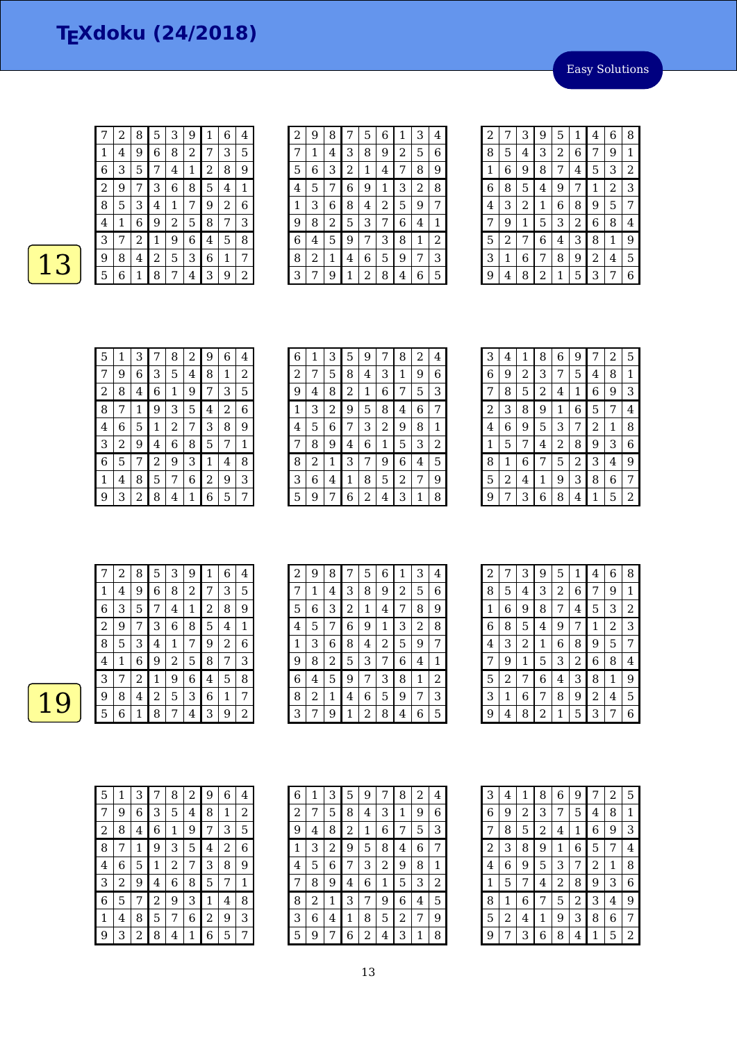# TEXdoku (24/2018)

Easy Solutions

## 13

| | | | | | | | | |
|---|---|---|---|---|---|---|---|---|
| 7 | 2 | 8 | 5 | 3 | 9 | 1 | 6 | 4 |
| 1 | 4 | 9 | 6 | 8 | 2 | 7 | 3 | 5 |
| 6 | 3 | 5 | 7 | 4 | 1 | 2 | 8 | 9 |
| 2 | 9 | 7 | 3 | 6 | 8 | 5 | 4 | 1 |
| 8 | 5 | 3 | 4 | 1 | 7 | 9 | 2 | 6 |
| 4 | 1 | 6 | 9 | 2 | 5 | 8 | 7 | 3 |
| 3 | 7 | 2 | 1 | 9 | 6 | 4 | 5 | 8 |
| 9 | 8 | 4 | 2 | 5 | 3 | 6 | 1 | 7 |
| 5 | 6 | 1 | 8 | 7 | 4 | 3 | 9 | 2 |

| | | | | | | | | |
|---|---|---|---|---|---|---|---|---|
| 2 | 9 | 8 | 7 | 5 | 6 | 1 | 3 | 4 |
| 7 | 1 | 4 | 3 | 8 | 9 | 2 | 5 | 6 |
| 5 | 6 | 3 | 2 | 1 | 4 | 7 | 8 | 9 |
| 4 | 5 | 7 | 6 | 9 | 1 | 3 | 2 | 8 |
| 1 | 3 | 6 | 8 | 4 | 2 | 5 | 9 | 7 |
| 9 | 8 | 2 | 5 | 3 | 7 | 6 | 4 | 1 |
| 6 | 4 | 5 | 9 | 7 | 3 | 8 | 1 | 2 |
| 8 | 2 | 1 | 4 | 6 | 5 | 9 | 7 | 3 |
| 3 | 7 | 9 | 1 | 2 | 8 | 4 | 6 | 5 |

| | | | | | | | | |
|---|---|---|---|---|---|---|---|---|
| 2 | 7 | 3 | 9 | 5 | 1 | 4 | 6 | 8 |
| 8 | 5 | 4 | 3 | 2 | 6 | 7 | 9 | 1 |
| 1 | 6 | 9 | 8 | 7 | 4 | 5 | 3 | 2 |
| 6 | 8 | 5 | 4 | 9 | 7 | 1 | 2 | 3 |
| 4 | 3 | 2 | 1 | 6 | 8 | 9 | 5 | 7 |
| 7 | 9 | 1 | 5 | 3 | 2 | 6 | 8 | 4 |
| 5 | 2 | 7 | 6 | 4 | 3 | 8 | 1 | 9 |
| 3 | 1 | 6 | 7 | 8 | 9 | 2 | 4 | 5 |
| 9 | 4 | 8 | 2 | 1 | 5 | 3 | 7 | 6 |

| | | | | | | | | |
|---|---|---|---|---|---|---|---|---|
| 5 | 1 | 3 | 7 | 8 | 2 | 9 | 6 | 4 |
| 7 | 9 | 6 | 3 | 5 | 4 | 8 | 1 | 2 |
| 2 | 8 | 4 | 6 | 1 | 9 | 7 | 3 | 5 |
| 8 | 7 | 1 | 9 | 3 | 5 | 4 | 2 | 6 |
| 4 | 6 | 5 | 1 | 2 | 7 | 3 | 8 | 9 |
| 3 | 2 | 9 | 4 | 6 | 8 | 5 | 7 | 1 |
| 6 | 5 | 7 | 2 | 9 | 3 | 1 | 4 | 8 |
| 1 | 4 | 8 | 5 | 7 | 6 | 2 | 9 | 3 |
| 9 | 3 | 2 | 8 | 4 | 1 | 6 | 5 | 7 |

| | | | | | | | | |
|---|---|---|---|---|---|---|---|---|
| 6 | 1 | 3 | 5 | 9 | 7 | 8 | 2 | 4 |
| 2 | 7 | 5 | 8 | 4 | 3 | 1 | 9 | 6 |
| 9 | 4 | 8 | 2 | 1 | 6 | 7 | 5 | 3 |
| 1 | 3 | 2 | 9 | 5 | 8 | 4 | 6 | 7 |
| 4 | 5 | 6 | 7 | 3 | 2 | 9 | 8 | 1 |
| 7 | 8 | 9 | 4 | 6 | 1 | 5 | 3 | 2 |
| 8 | 2 | 1 | 3 | 7 | 9 | 6 | 4 | 5 |
| 3 | 6 | 4 | 1 | 8 | 5 | 2 | 7 | 9 |
| 5 | 9 | 7 | 6 | 2 | 4 | 3 | 1 | 8 |

| | | | | | | | | |
|---|---|---|---|---|---|---|---|---|
| 3 | 4 | 1 | 8 | 6 | 9 | 7 | 2 | 5 |
| 6 | 9 | 2 | 3 | 7 | 5 | 4 | 8 | 1 |
| 7 | 8 | 5 | 2 | 4 | 1 | 6 | 9 | 3 |
| 2 | 3 | 8 | 9 | 1 | 6 | 5 | 7 | 4 |
| 4 | 6 | 9 | 5 | 3 | 7 | 2 | 1 | 8 |
| 1 | 5 | 7 | 4 | 2 | 8 | 9 | 3 | 6 |
| 8 | 1 | 6 | 7 | 5 | 2 | 3 | 4 | 9 |
| 5 | 2 | 4 | 1 | 9 | 3 | 8 | 6 | 7 |
| 9 | 7 | 3 | 6 | 8 | 4 | 1 | 5 | 2 |

## 19

| | | | | | | | | |
|---|---|---|---|---|---|---|---|---|
| 7 | 2 | 8 | 5 | 3 | 9 | 1 | 6 | 4 |
| 1 | 4 | 9 | 6 | 8 | 2 | 7 | 3 | 5 |
| 6 | 3 | 5 | 7 | 4 | 1 | 2 | 8 | 9 |
| 2 | 9 | 7 | 3 | 6 | 8 | 5 | 4 | 1 |
| 8 | 5 | 3 | 4 | 1 | 7 | 9 | 2 | 6 |
| 4 | 1 | 6 | 9 | 2 | 5 | 8 | 7 | 3 |
| 3 | 7 | 2 | 1 | 9 | 6 | 4 | 5 | 8 |
| 9 | 8 | 4 | 2 | 5 | 3 | 6 | 1 | 7 |
| 5 | 6 | 1 | 8 | 7 | 4 | 3 | 9 | 2 |

| | | | | | | | | |
|---|---|---|---|---|---|---|---|---|
| 2 | 9 | 8 | 7 | 5 | 6 | 1 | 3 | 4 |
| 7 | 1 | 4 | 3 | 8 | 9 | 2 | 5 | 6 |
| 5 | 6 | 3 | 2 | 1 | 4 | 7 | 8 | 9 |
| 4 | 5 | 7 | 6 | 9 | 1 | 3 | 2 | 8 |
| 1 | 3 | 6 | 8 | 4 | 2 | 5 | 9 | 7 |
| 9 | 8 | 2 | 5 | 3 | 7 | 6 | 4 | 1 |
| 6 | 4 | 5 | 9 | 7 | 3 | 8 | 1 | 2 |
| 8 | 2 | 1 | 4 | 6 | 5 | 9 | 7 | 3 |
| 3 | 7 | 9 | 1 | 2 | 8 | 4 | 6 | 5 |

| | | | | | | | | |
|---|---|---|---|---|---|---|---|---|
| 2 | 7 | 3 | 9 | 5 | 1 | 4 | 6 | 8 |
| 8 | 5 | 4 | 3 | 2 | 6 | 7 | 9 | 1 |
| 1 | 6 | 9 | 8 | 7 | 4 | 5 | 3 | 2 |
| 6 | 8 | 5 | 4 | 9 | 7 | 1 | 2 | 3 |
| 4 | 3 | 2 | 1 | 6 | 8 | 9 | 5 | 7 |
| 7 | 9 | 1 | 5 | 3 | 2 | 6 | 8 | 4 |
| 5 | 2 | 7 | 6 | 4 | 3 | 8 | 1 | 9 |
| 3 | 1 | 6 | 7 | 8 | 9 | 2 | 4 | 5 |
| 9 | 4 | 8 | 2 | 1 | 5 | 3 | 7 | 6 |

| | | | | | | | | |
|---|---|---|---|---|---|---|---|---|
| 5 | 1 | 3 | 7 | 8 | 2 | 9 | 6 | 4 |
| 7 | 9 | 6 | 3 | 5 | 4 | 8 | 1 | 2 |
| 2 | 8 | 4 | 6 | 1 | 9 | 7 | 3 | 5 |
| 8 | 7 | 1 | 9 | 3 | 5 | 4 | 2 | 6 |
| 4 | 6 | 5 | 1 | 2 | 7 | 3 | 8 | 9 |
| 3 | 2 | 9 | 4 | 6 | 8 | 5 | 7 | 1 |
| 6 | 5 | 7 | 2 | 9 | 3 | 1 | 4 | 8 |
| 1 | 4 | 8 | 5 | 7 | 6 | 2 | 9 | 3 |
| 9 | 3 | 2 | 8 | 4 | 1 | 6 | 5 | 7 |

| | | | | | | | | |
|---|---|---|---|---|---|---|---|---|
| 6 | 1 | 3 | 5 | 9 | 7 | 8 | 2 | 4 |
| 2 | 7 | 5 | 8 | 4 | 3 | 1 | 9 | 6 |
| 9 | 4 | 8 | 2 | 1 | 6 | 7 | 5 | 3 |
| 1 | 3 | 2 | 9 | 5 | 8 | 4 | 6 | 7 |
| 4 | 5 | 6 | 7 | 3 | 2 | 9 | 8 | 1 |
| 7 | 8 | 9 | 4 | 6 | 1 | 5 | 3 | 2 |
| 8 | 2 | 1 | 3 | 7 | 9 | 6 | 4 | 5 |
| 3 | 6 | 4 | 1 | 8 | 5 | 2 | 7 | 9 |
| 5 | 9 | 7 | 6 | 2 | 4 | 3 | 1 | 8 |

| | | | | | | | | |
|---|---|---|---|---|---|---|---|---|
| 3 | 4 | 1 | 8 | 6 | 9 | 7 | 2 | 5 |
| 6 | 9 | 2 | 3 | 7 | 5 | 4 | 8 | 1 |
| 7 | 8 | 5 | 2 | 4 | 1 | 6 | 9 | 3 |
| 2 | 3 | 8 | 9 | 1 | 6 | 5 | 7 | 4 |
| 4 | 6 | 9 | 5 | 3 | 7 | 2 | 1 | 8 |
| 1 | 5 | 7 | 4 | 2 | 8 | 9 | 3 | 6 |
| 8 | 1 | 6 | 7 | 5 | 2 | 3 | 4 | 9 |
| 5 | 2 | 4 | 1 | 9 | 3 | 8 | 6 | 7 |
| 9 | 7 | 3 | 6 | 8 | 4 | 1 | 5 | 2 |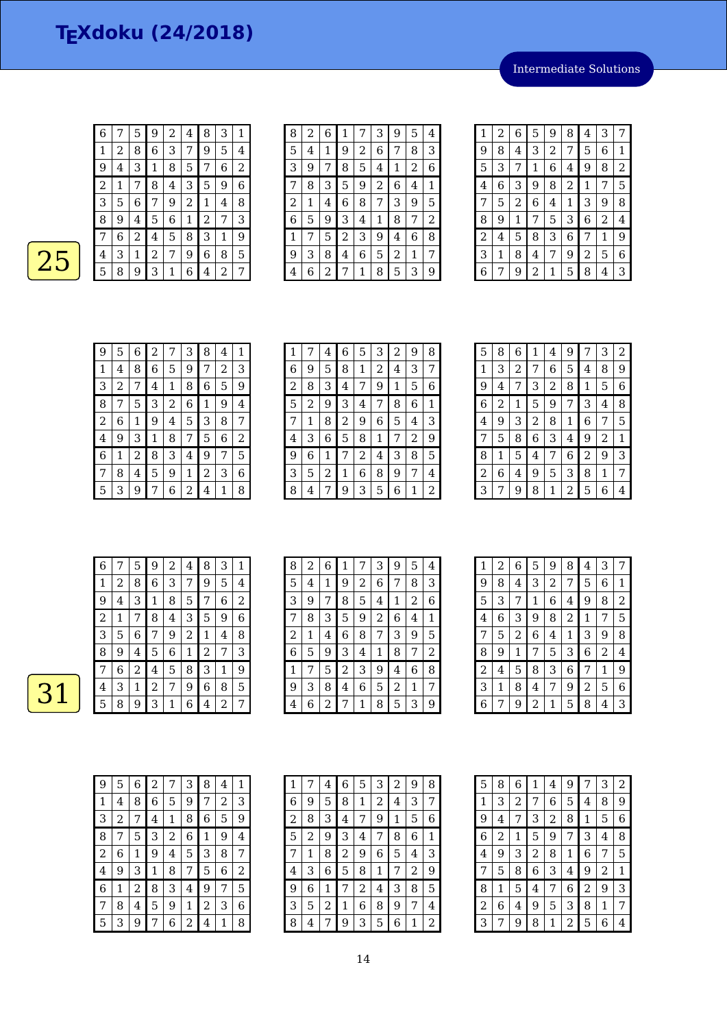# TEXdoku (24/2018)

Intermediate Solutions

## 25

| | | | | | | | | |
|---|---|---|---|---|---|---|---|---|
| 6 | 7 | 5 | 9 | 2 | 4 | 8 | 3 | 1 |
| 1 | 2 | 8 | 6 | 3 | 7 | 9 | 5 | 4 |
| 9 | 4 | 3 | 1 | 8 | 5 | 7 | 6 | 2 |
| 2 | 1 | 7 | 8 | 4 | 3 | 5 | 9 | 6 |
| 3 | 5 | 6 | 7 | 9 | 2 | 1 | 4 | 8 |
| 8 | 9 | 4 | 5 | 6 | 1 | 2 | 7 | 3 |
| 7 | 6 | 2 | 4 | 5 | 8 | 3 | 1 | 9 |
| 4 | 3 | 1 | 2 | 7 | 9 | 6 | 8 | 5 |
| 5 | 8 | 9 | 3 | 1 | 6 | 4 | 2 | 7 |

| | | | | | | | | |
|---|---|---|---|---|---|---|---|---|
| 8 | 2 | 6 | 1 | 7 | 3 | 9 | 5 | 4 |
| 5 | 4 | 1 | 9 | 2 | 6 | 7 | 8 | 3 |
| 3 | 9 | 7 | 8 | 5 | 4 | 1 | 2 | 6 |
| 7 | 8 | 3 | 5 | 9 | 2 | 6 | 4 | 1 |
| 2 | 1 | 4 | 6 | 8 | 7 | 3 | 9 | 5 |
| 6 | 5 | 9 | 3 | 4 | 1 | 8 | 7 | 2 |
| 1 | 7 | 5 | 2 | 3 | 9 | 4 | 6 | 8 |
| 9 | 3 | 8 | 4 | 6 | 5 | 2 | 1 | 7 |
| 4 | 6 | 2 | 7 | 1 | 8 | 5 | 3 | 9 |

| | | | | | | | | |
|---|---|---|---|---|---|---|---|---|
| 1 | 2 | 6 | 5 | 9 | 8 | 4 | 3 | 7 |
| 9 | 8 | 4 | 3 | 2 | 7 | 5 | 6 | 1 |
| 5 | 3 | 7 | 1 | 6 | 4 | 9 | 8 | 2 |
| 4 | 6 | 3 | 9 | 8 | 2 | 1 | 7 | 5 |
| 7 | 5 | 2 | 6 | 4 | 1 | 3 | 9 | 8 |
| 8 | 9 | 1 | 7 | 5 | 3 | 6 | 2 | 4 |
| 2 | 4 | 5 | 8 | 3 | 6 | 7 | 1 | 9 |
| 3 | 1 | 8 | 4 | 7 | 9 | 2 | 5 | 6 |
| 6 | 7 | 9 | 2 | 1 | 5 | 8 | 4 | 3 |

| | | | | | | | | |
|---|---|---|---|---|---|---|---|---|
| 9 | 5 | 6 | 2 | 7 | 3 | 8 | 4 | 1 |
| 1 | 4 | 8 | 6 | 5 | 9 | 7 | 2 | 3 |
| 3 | 2 | 7 | 4 | 1 | 8 | 6 | 5 | 9 |
| 8 | 7 | 5 | 3 | 2 | 6 | 1 | 9 | 4 |
| 2 | 6 | 1 | 9 | 4 | 5 | 3 | 8 | 7 |
| 4 | 9 | 3 | 1 | 8 | 7 | 5 | 6 | 2 |
| 6 | 1 | 2 | 8 | 3 | 4 | 9 | 7 | 5 |
| 7 | 8 | 4 | 5 | 9 | 1 | 2 | 3 | 6 |
| 5 | 3 | 9 | 7 | 6 | 2 | 4 | 1 | 8 |

| | | | | | | | | |
|---|---|---|---|---|---|---|---|---|
| 1 | 7 | 4 | 6 | 5 | 3 | 2 | 9 | 8 |
| 6 | 9 | 5 | 8 | 1 | 2 | 4 | 3 | 7 |
| 2 | 8 | 3 | 4 | 7 | 9 | 1 | 5 | 6 |
| 5 | 2 | 9 | 3 | 4 | 7 | 8 | 6 | 1 |
| 7 | 1 | 8 | 2 | 9 | 6 | 5 | 4 | 3 |
| 4 | 3 | 6 | 5 | 8 | 1 | 7 | 2 | 9 |
| 9 | 6 | 1 | 7 | 2 | 4 | 3 | 8 | 5 |
| 3 | 5 | 2 | 1 | 6 | 8 | 9 | 7 | 4 |
| 8 | 4 | 7 | 9 | 3 | 5 | 6 | 1 | 2 |

| | | | | | | | | |
|---|---|---|---|---|---|---|---|---|
| 5 | 8 | 6 | 1 | 4 | 9 | 7 | 3 | 2 |
| 1 | 3 | 2 | 7 | 6 | 5 | 4 | 8 | 9 |
| 9 | 4 | 7 | 3 | 2 | 8 | 1 | 5 | 6 |
| 6 | 2 | 1 | 5 | 9 | 7 | 3 | 4 | 8 |
| 4 | 9 | 3 | 2 | 8 | 1 | 6 | 7 | 5 |
| 7 | 5 | 8 | 6 | 3 | 4 | 9 | 2 | 1 |
| 8 | 1 | 5 | 4 | 7 | 6 | 2 | 9 | 3 |
| 2 | 6 | 4 | 9 | 5 | 3 | 8 | 1 | 7 |
| 3 | 7 | 9 | 8 | 1 | 2 | 5 | 6 | 4 |

## 31

| | | | | | | | | |
|---|---|---|---|---|---|---|---|---|
| 6 | 7 | 5 | 9 | 2 | 4 | 8 | 3 | 1 |
| 1 | 2 | 8 | 6 | 3 | 7 | 9 | 5 | 4 |
| 9 | 4 | 3 | 1 | 8 | 5 | 7 | 6 | 2 |
| 2 | 1 | 7 | 8 | 4 | 3 | 5 | 9 | 6 |
| 3 | 5 | 6 | 7 | 9 | 2 | 1 | 4 | 8 |
| 8 | 9 | 4 | 5 | 6 | 1 | 2 | 7 | 3 |
| 7 | 6 | 2 | 4 | 5 | 8 | 3 | 1 | 9 |
| 4 | 3 | 1 | 2 | 7 | 9 | 6 | 8 | 5 |
| 5 | 8 | 9 | 3 | 1 | 6 | 4 | 2 | 7 |

| | | | | | | | | |
|---|---|---|---|---|---|---|---|---|
| 8 | 2 | 6 | 1 | 7 | 3 | 9 | 5 | 4 |
| 5 | 4 | 1 | 9 | 2 | 6 | 7 | 8 | 3 |
| 3 | 9 | 7 | 8 | 5 | 4 | 1 | 2 | 6 |
| 7 | 8 | 3 | 5 | 9 | 2 | 6 | 4 | 1 |
| 2 | 1 | 4 | 6 | 8 | 7 | 3 | 9 | 5 |
| 6 | 5 | 9 | 3 | 4 | 1 | 8 | 7 | 2 |
| 1 | 7 | 5 | 2 | 3 | 9 | 4 | 6 | 8 |
| 9 | 3 | 8 | 4 | 6 | 5 | 2 | 1 | 7 |
| 4 | 6 | 2 | 7 | 1 | 8 | 5 | 3 | 9 |

| | | | | | | | | |
|---|---|---|---|---|---|---|---|---|
| 1 | 2 | 6 | 5 | 9 | 8 | 4 | 3 | 7 |
| 9 | 8 | 4 | 3 | 2 | 7 | 5 | 6 | 1 |
| 5 | 3 | 7 | 1 | 6 | 4 | 9 | 8 | 2 |
| 4 | 6 | 3 | 9 | 8 | 2 | 1 | 7 | 5 |
| 7 | 5 | 2 | 6 | 4 | 1 | 3 | 9 | 8 |
| 8 | 9 | 1 | 7 | 5 | 3 | 6 | 2 | 4 |
| 2 | 4 | 5 | 8 | 3 | 6 | 7 | 1 | 9 |
| 3 | 1 | 8 | 4 | 7 | 9 | 2 | 5 | 6 |
| 6 | 7 | 9 | 2 | 1 | 5 | 8 | 4 | 3 |

| | | | | | | | | |
|---|---|---|---|---|---|---|---|---|
| 9 | 5 | 6 | 2 | 7 | 3 | 8 | 4 | 1 |
| 1 | 4 | 8 | 6 | 5 | 9 | 7 | 2 | 3 |
| 3 | 2 | 7 | 4 | 1 | 8 | 6 | 5 | 9 |
| 8 | 7 | 5 | 3 | 2 | 6 | 1 | 9 | 4 |
| 2 | 6 | 1 | 9 | 4 | 5 | 3 | 8 | 7 |
| 4 | 9 | 3 | 1 | 8 | 7 | 5 | 6 | 2 |
| 6 | 1 | 2 | 8 | 3 | 4 | 9 | 7 | 5 |
| 7 | 8 | 4 | 5 | 9 | 1 | 2 | 3 | 6 |
| 5 | 3 | 9 | 7 | 6 | 2 | 4 | 1 | 8 |

| | | | | | | | | |
|---|---|---|---|---|---|---|---|---|
| 1 | 7 | 4 | 6 | 5 | 3 | 2 | 9 | 8 |
| 6 | 9 | 5 | 8 | 1 | 2 | 4 | 3 | 7 |
| 2 | 8 | 3 | 4 | 7 | 9 | 1 | 5 | 6 |
| 5 | 2 | 9 | 3 | 4 | 7 | 8 | 6 | 1 |
| 7 | 1 | 8 | 2 | 9 | 6 | 5 | 4 | 3 |
| 4 | 3 | 6 | 5 | 8 | 1 | 7 | 2 | 9 |
| 9 | 6 | 1 | 7 | 2 | 4 | 3 | 8 | 5 |
| 3 | 5 | 2 | 1 | 6 | 8 | 9 | 7 | 4 |
| 8 | 4 | 7 | 9 | 3 | 5 | 6 | 1 | 2 |

| | | | | | | | | |
|---|---|---|---|---|---|---|---|---|
| 5 | 8 | 6 | 1 | 4 | 9 | 7 | 3 | 2 |
| 1 | 3 | 2 | 7 | 6 | 5 | 4 | 8 | 9 |
| 9 | 4 | 7 | 3 | 2 | 8 | 1 | 5 | 6 |
| 6 | 2 | 1 | 5 | 9 | 7 | 3 | 4 | 8 |
| 4 | 9 | 3 | 2 | 8 | 1 | 6 | 7 | 5 |
| 7 | 5 | 8 | 6 | 3 | 4 | 9 | 2 | 1 |
| 8 | 1 | 5 | 4 | 7 | 6 | 2 | 9 | 3 |
| 2 | 6 | 4 | 9 | 5 | 3 | 8 | 1 | 7 |
| 3 | 7 | 9 | 8 | 1 | 2 | 5 | 6 | 4 |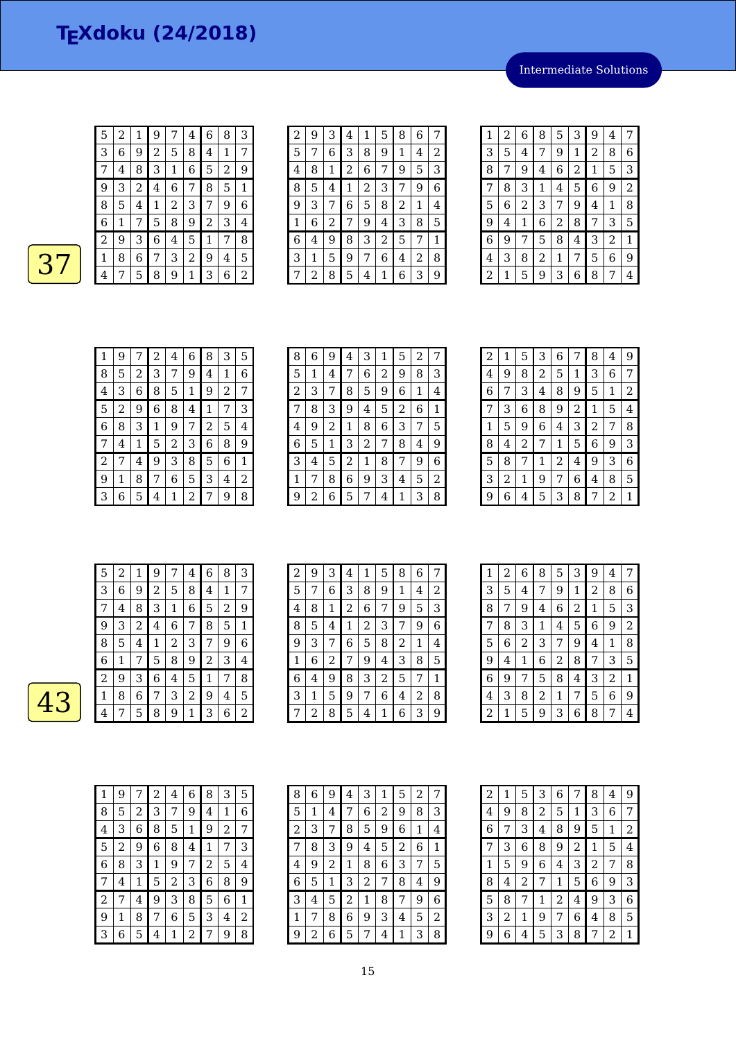# TEXdoku (24/2018)

Intermediate Solutions

37

| | | | | | | | | |
|---|---|---|---|---|---|---|---|---|
| 5 | 2 | 1 | 9 | 7 | 4 | 6 | 8 | 3 |
| 3 | 6 | 9 | 2 | 5 | 8 | 4 | 1 | 7 |
| 7 | 4 | 8 | 3 | 1 | 6 | 5 | 2 | 9 |
| 9 | 3 | 2 | 4 | 6 | 7 | 8 | 5 | 1 |
| 8 | 5 | 4 | 1 | 2 | 3 | 7 | 9 | 6 |
| 6 | 1 | 7 | 5 | 8 | 9 | 2 | 3 | 4 |
| 2 | 9 | 3 | 6 | 4 | 5 | 1 | 7 | 8 |
| 1 | 8 | 6 | 7 | 3 | 2 | 9 | 4 | 5 |
| 4 | 7 | 5 | 8 | 9 | 1 | 3 | 6 | 2 |

| | | | | | | | | |
|---|---|---|---|---|---|---|---|---|
| 2 | 9 | 3 | 4 | 1 | 5 | 8 | 6 | 7 |
| 5 | 7 | 6 | 3 | 8 | 9 | 1 | 4 | 2 |
| 4 | 8 | 1 | 2 | 6 | 7 | 9 | 5 | 3 |
| 8 | 5 | 4 | 1 | 2 | 3 | 7 | 9 | 6 |
| 9 | 3 | 7 | 6 | 5 | 8 | 2 | 1 | 4 |
| 1 | 6 | 2 | 7 | 9 | 4 | 3 | 8 | 5 |
| 6 | 4 | 9 | 8 | 3 | 2 | 5 | 7 | 1 |
| 3 | 1 | 5 | 9 | 7 | 6 | 4 | 2 | 8 |
| 7 | 2 | 8 | 5 | 4 | 1 | 6 | 3 | 9 |

| | | | | | | | | |
|---|---|---|---|---|---|---|---|---|
| 1 | 2 | 6 | 8 | 5 | 3 | 9 | 4 | 7 |
| 3 | 5 | 4 | 7 | 9 | 1 | 2 | 8 | 6 |
| 8 | 7 | 9 | 4 | 6 | 2 | 1 | 5 | 3 |
| 7 | 8 | 3 | 1 | 4 | 5 | 6 | 9 | 2 |
| 5 | 6 | 2 | 3 | 7 | 9 | 4 | 1 | 8 |
| 9 | 4 | 1 | 6 | 2 | 8 | 7 | 3 | 5 |
| 6 | 9 | 7 | 5 | 8 | 4 | 3 | 2 | 1 |
| 4 | 3 | 8 | 2 | 1 | 7 | 5 | 6 | 9 |
| 2 | 1 | 5 | 9 | 3 | 6 | 8 | 7 | 4 |

| | | | | | | | | |
|---|---|---|---|---|---|---|---|---|
| 1 | 9 | 7 | 2 | 4 | 6 | 8 | 3 | 5 |
| 8 | 5 | 2 | 3 | 7 | 9 | 4 | 1 | 6 |
| 4 | 3 | 6 | 8 | 5 | 1 | 9 | 2 | 7 |
| 5 | 2 | 9 | 6 | 8 | 4 | 1 | 7 | 3 |
| 6 | 8 | 3 | 1 | 9 | 7 | 2 | 5 | 4 |
| 7 | 4 | 1 | 5 | 2 | 3 | 6 | 8 | 9 |
| 2 | 7 | 4 | 9 | 3 | 8 | 5 | 6 | 1 |
| 9 | 1 | 8 | 7 | 6 | 5 | 3 | 4 | 2 |
| 3 | 6 | 5 | 4 | 1 | 2 | 7 | 9 | 8 |

| | | | | | | | | |
|---|---|---|---|---|---|---|---|---|
| 8 | 6 | 9 | 4 | 3 | 1 | 5 | 2 | 7 |
| 5 | 1 | 4 | 7 | 6 | 2 | 9 | 8 | 3 |
| 2 | 3 | 7 | 8 | 5 | 9 | 6 | 1 | 4 |
| 7 | 8 | 3 | 9 | 4 | 5 | 2 | 6 | 1 |
| 4 | 9 | 2 | 1 | 8 | 6 | 3 | 7 | 5 |
| 6 | 5 | 1 | 3 | 2 | 7 | 8 | 4 | 9 |
| 3 | 4 | 5 | 2 | 1 | 8 | 7 | 9 | 6 |
| 1 | 7 | 8 | 6 | 9 | 3 | 4 | 5 | 2 |
| 9 | 2 | 6 | 5 | 7 | 4 | 1 | 3 | 8 |

| | | | | | | | | |
|---|---|---|---|---|---|---|---|---|
| 2 | 1 | 5 | 3 | 6 | 7 | 8 | 4 | 9 |
| 4 | 9 | 8 | 2 | 5 | 1 | 3 | 6 | 7 |
| 6 | 7 | 3 | 4 | 8 | 9 | 5 | 1 | 2 |
| 7 | 3 | 6 | 8 | 9 | 2 | 1 | 5 | 4 |
| 1 | 5 | 9 | 6 | 4 | 3 | 2 | 7 | 8 |
| 8 | 4 | 2 | 7 | 1 | 5 | 6 | 9 | 3 |
| 5 | 8 | 7 | 1 | 2 | 4 | 9 | 3 | 6 |
| 3 | 2 | 1 | 9 | 7 | 6 | 4 | 8 | 5 |
| 9 | 6 | 4 | 5 | 3 | 8 | 7 | 2 | 1 |

43

| | | | | | | | | |
|---|---|---|---|---|---|---|---|---|
| 5 | 2 | 1 | 9 | 7 | 4 | 6 | 8 | 3 |
| 3 | 6 | 9 | 2 | 5 | 8 | 4 | 1 | 7 |
| 7 | 4 | 8 | 3 | 1 | 6 | 5 | 2 | 9 |
| 9 | 3 | 2 | 4 | 6 | 7 | 8 | 5 | 1 |
| 8 | 5 | 4 | 1 | 2 | 3 | 7 | 9 | 6 |
| 6 | 1 | 7 | 5 | 8 | 9 | 2 | 3 | 4 |
| 2 | 9 | 3 | 6 | 4 | 5 | 1 | 7 | 8 |
| 1 | 8 | 6 | 7 | 3 | 2 | 9 | 4 | 5 |
| 4 | 7 | 5 | 8 | 9 | 1 | 3 | 6 | 2 |

| | | | | | | | | |
|---|---|---|---|---|---|---|---|---|
| 2 | 9 | 3 | 4 | 1 | 5 | 8 | 6 | 7 |
| 5 | 7 | 6 | 3 | 8 | 9 | 1 | 4 | 2 |
| 4 | 8 | 1 | 2 | 6 | 7 | 9 | 5 | 3 |
| 8 | 5 | 4 | 1 | 2 | 3 | 7 | 9 | 6 |
| 9 | 3 | 7 | 6 | 5 | 8 | 2 | 1 | 4 |
| 1 | 6 | 2 | 7 | 9 | 4 | 3 | 8 | 5 |
| 6 | 4 | 9 | 8 | 3 | 2 | 5 | 7 | 1 |
| 3 | 1 | 5 | 9 | 7 | 6 | 4 | 2 | 8 |
| 7 | 2 | 8 | 5 | 4 | 1 | 6 | 3 | 9 |

| | | | | | | | | |
|---|---|---|---|---|---|---|---|---|
| 1 | 2 | 6 | 8 | 5 | 3 | 9 | 4 | 7 |
| 3 | 5 | 4 | 7 | 9 | 1 | 2 | 8 | 6 |
| 8 | 7 | 9 | 4 | 6 | 2 | 1 | 5 | 3 |
| 7 | 8 | 3 | 1 | 4 | 5 | 6 | 9 | 2 |
| 5 | 6 | 2 | 3 | 7 | 9 | 4 | 1 | 8 |
| 9 | 4 | 1 | 6 | 2 | 8 | 7 | 3 | 5 |
| 6 | 9 | 7 | 5 | 8 | 4 | 3 | 2 | 1 |
| 4 | 3 | 8 | 2 | 1 | 7 | 5 | 6 | 9 |
| 2 | 1 | 5 | 9 | 3 | 6 | 8 | 7 | 4 |

| | | | | | | | | |
|---|---|---|---|---|---|---|---|---|
| 1 | 9 | 7 | 2 | 4 | 6 | 8 | 3 | 5 |
| 8 | 5 | 2 | 3 | 7 | 9 | 4 | 1 | 6 |
| 4 | 3 | 6 | 8 | 5 | 1 | 9 | 2 | 7 |
| 5 | 2 | 9 | 6 | 8 | 4 | 1 | 7 | 3 |
| 6 | 8 | 3 | 1 | 9 | 7 | 2 | 5 | 4 |
| 7 | 4 | 1 | 5 | 2 | 3 | 6 | 8 | 9 |
| 2 | 7 | 4 | 9 | 3 | 8 | 5 | 6 | 1 |
| 9 | 1 | 8 | 7 | 6 | 5 | 3 | 4 | 2 |
| 3 | 6 | 5 | 4 | 1 | 2 | 7 | 9 | 8 |

| | | | | | | | | |
|---|---|---|---|---|---|---|---|---|
| 8 | 6 | 9 | 4 | 3 | 1 | 5 | 2 | 7 |
| 5 | 1 | 4 | 7 | 6 | 2 | 9 | 8 | 3 |
| 2 | 3 | 7 | 8 | 5 | 9 | 6 | 1 | 4 |
| 7 | 8 | 3 | 9 | 4 | 5 | 2 | 6 | 1 |
| 4 | 9 | 2 | 1 | 8 | 6 | 3 | 7 | 5 |
| 6 | 5 | 1 | 3 | 2 | 7 | 8 | 4 | 9 |
| 3 | 4 | 5 | 2 | 1 | 8 | 7 | 9 | 6 |
| 1 | 7 | 8 | 6 | 9 | 3 | 4 | 5 | 2 |
| 9 | 2 | 6 | 5 | 7 | 4 | 1 | 3 | 8 |

| | | | | | | | | |
|---|---|---|---|---|---|---|---|---|
| 2 | 1 | 5 | 3 | 6 | 7 | 8 | 4 | 9 |
| 4 | 9 | 8 | 2 | 5 | 1 | 3 | 6 | 7 |
| 6 | 7 | 3 | 4 | 8 | 9 | 5 | 1 | 2 |
| 7 | 3 | 6 | 8 | 9 | 2 | 1 | 5 | 4 |
| 1 | 5 | 9 | 6 | 4 | 3 | 2 | 7 | 8 |
| 8 | 4 | 2 | 7 | 1 | 5 | 6 | 9 | 3 |
| 5 | 8 | 7 | 1 | 2 | 4 | 9 | 3 | 6 |
| 3 | 2 | 1 | 9 | 7 | 6 | 4 | 8 | 5 |
| 9 | 6 | 4 | 5 | 3 | 8 | 7 | 2 | 1 |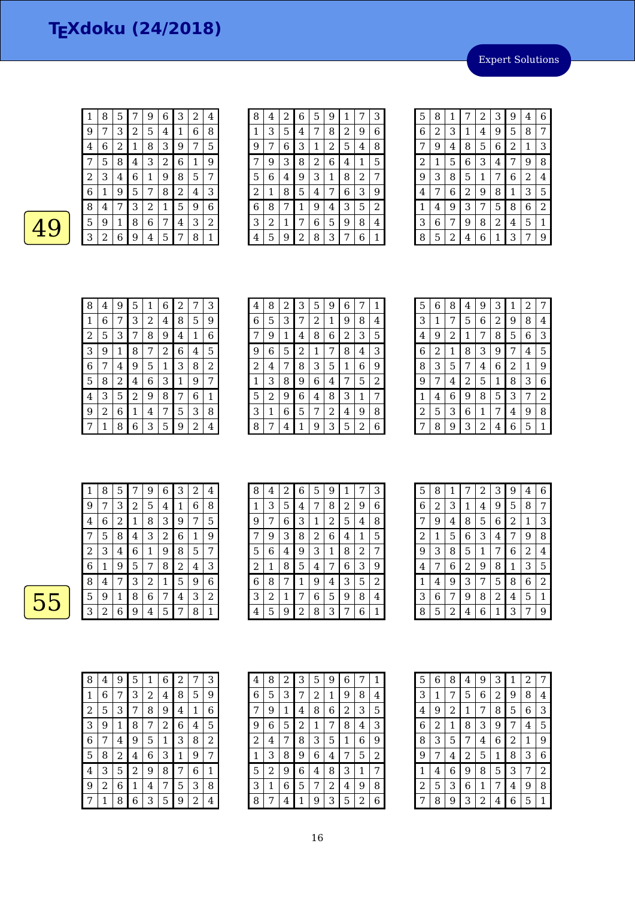# TEXdoku (24/2018)

Expert Solutions

**49**

| | | | | | | | | |
|---|---|---|---|---|---|---|---|---|
| 1 | 8 | 5 | 7 | 9 | 6 | 3 | 2 | 4 |
| 9 | 7 | 3 | 2 | 5 | 4 | 1 | 6 | 8 |
| 4 | 6 | 2 | 1 | 8 | 3 | 9 | 7 | 5 |
| 7 | 5 | 8 | 4 | 3 | 2 | 6 | 1 | 9 |
| 2 | 3 | 4 | 6 | 1 | 9 | 8 | 5 | 7 |
| 6 | 1 | 9 | 5 | 7 | 8 | 2 | 4 | 3 |
| 8 | 4 | 7 | 3 | 2 | 1 | 5 | 9 | 6 |
| 5 | 9 | 1 | 8 | 6 | 7 | 4 | 3 | 2 |
| 3 | 2 | 6 | 9 | 4 | 5 | 7 | 8 | 1 |

| | | | | | | | | |
|---|---|---|---|---|---|---|---|---|
| 8 | 4 | 2 | 6 | 5 | 9 | 1 | 7 | 3 |
| 1 | 3 | 5 | 4 | 7 | 8 | 2 | 9 | 6 |
| 9 | 7 | 6 | 3 | 1 | 2 | 5 | 4 | 8 |
| 7 | 9 | 3 | 8 | 2 | 6 | 4 | 1 | 5 |
| 5 | 6 | 4 | 9 | 3 | 1 | 8 | 2 | 7 |
| 2 | 1 | 8 | 5 | 4 | 7 | 6 | 3 | 9 |
| 6 | 8 | 7 | 1 | 9 | 4 | 3 | 5 | 2 |
| 3 | 2 | 1 | 7 | 6 | 5 | 9 | 8 | 4 |
| 4 | 5 | 9 | 2 | 8 | 3 | 7 | 6 | 1 |

| | | | | | | | | |
|---|---|---|---|---|---|---|---|---|
| 5 | 8 | 1 | 7 | 2 | 3 | 9 | 4 | 6 |
| 6 | 2 | 3 | 1 | 4 | 9 | 5 | 8 | 7 |
| 7 | 9 | 4 | 8 | 5 | 6 | 2 | 1 | 3 |
| 2 | 1 | 5 | 6 | 3 | 4 | 7 | 9 | 8 |
| 9 | 3 | 8 | 5 | 1 | 7 | 6 | 2 | 4 |
| 4 | 7 | 6 | 2 | 9 | 8 | 1 | 3 | 5 |
| 1 | 4 | 9 | 3 | 7 | 5 | 8 | 6 | 2 |
| 3 | 6 | 7 | 9 | 8 | 2 | 4 | 5 | 1 |
| 8 | 5 | 2 | 4 | 6 | 1 | 3 | 7 | 9 |

| | | | | | | | | |
|---|---|---|---|---|---|---|---|---|
| 8 | 4 | 9 | 5 | 1 | 6 | 2 | 7 | 3 |
| 1 | 6 | 7 | 3 | 2 | 4 | 8 | 5 | 9 |
| 2 | 5 | 3 | 7 | 8 | 9 | 4 | 1 | 6 |
| 3 | 9 | 1 | 8 | 7 | 2 | 6 | 4 | 5 |
| 6 | 7 | 4 | 9 | 5 | 1 | 3 | 8 | 2 |
| 5 | 8 | 2 | 4 | 6 | 3 | 1 | 9 | 7 |
| 4 | 3 | 5 | 2 | 9 | 8 | 7 | 6 | 1 |
| 9 | 2 | 6 | 1 | 4 | 7 | 5 | 3 | 8 |
| 7 | 1 | 8 | 6 | 3 | 5 | 9 | 2 | 4 |

| | | | | | | | | |
|---|---|---|---|---|---|---|---|---|
| 4 | 8 | 2 | 3 | 5 | 9 | 6 | 7 | 1 |
| 6 | 5 | 3 | 7 | 2 | 1 | 9 | 8 | 4 |
| 7 | 9 | 1 | 4 | 8 | 6 | 2 | 3 | 5 |
| 9 | 6 | 5 | 2 | 1 | 7 | 8 | 4 | 3 |
| 2 | 4 | 7 | 8 | 3 | 5 | 1 | 6 | 9 |
| 1 | 3 | 8 | 9 | 6 | 4 | 7 | 5 | 2 |
| 5 | 2 | 9 | 6 | 4 | 8 | 3 | 1 | 7 |
| 3 | 1 | 6 | 5 | 7 | 2 | 4 | 9 | 8 |
| 8 | 7 | 4 | 1 | 9 | 3 | 5 | 2 | 6 |

| | | | | | | | | |
|---|---|---|---|---|---|---|---|---|
| 5 | 6 | 8 | 4 | 9 | 3 | 1 | 2 | 7 |
| 3 | 1 | 7 | 5 | 6 | 2 | 9 | 8 | 4 |
| 4 | 9 | 2 | 1 | 7 | 8 | 5 | 6 | 3 |
| 6 | 2 | 1 | 8 | 3 | 9 | 7 | 4 | 5 |
| 8 | 3 | 5 | 7 | 4 | 6 | 2 | 1 | 9 |
| 9 | 7 | 4 | 2 | 5 | 1 | 8 | 3 | 6 |
| 1 | 4 | 6 | 9 | 8 | 5 | 3 | 7 | 2 |
| 2 | 5 | 3 | 6 | 1 | 7 | 4 | 9 | 8 |
| 7 | 8 | 9 | 3 | 2 | 4 | 6 | 5 | 1 |

**55**

| | | | | | | | | |
|---|---|---|---|---|---|---|---|---|
| 1 | 8 | 5 | 7 | 9 | 6 | 3 | 2 | 4 |
| 9 | 7 | 3 | 2 | 5 | 4 | 1 | 6 | 8 |
| 4 | 6 | 2 | 1 | 8 | 3 | 9 | 7 | 5 |
| 7 | 5 | 8 | 4 | 3 | 2 | 6 | 1 | 9 |
| 2 | 3 | 4 | 6 | 1 | 9 | 8 | 5 | 7 |
| 6 | 1 | 9 | 5 | 7 | 8 | 2 | 4 | 3 |
| 8 | 4 | 7 | 3 | 2 | 1 | 5 | 9 | 6 |
| 5 | 9 | 1 | 8 | 6 | 7 | 4 | 3 | 2 |
| 3 | 2 | 6 | 9 | 4 | 5 | 7 | 8 | 1 |

| | | | | | | | | |
|---|---|---|---|---|---|---|---|---|
| 8 | 4 | 2 | 6 | 5 | 9 | 1 | 7 | 3 |
| 1 | 3 | 5 | 4 | 7 | 8 | 2 | 9 | 6 |
| 9 | 7 | 6 | 3 | 1 | 2 | 5 | 4 | 8 |
| 7 | 9 | 3 | 8 | 2 | 6 | 4 | 1 | 5 |
| 5 | 6 | 4 | 9 | 3 | 1 | 8 | 2 | 7 |
| 2 | 1 | 8 | 5 | 4 | 7 | 6 | 3 | 9 |
| 6 | 8 | 7 | 1 | 9 | 4 | 3 | 5 | 2 |
| 3 | 2 | 1 | 7 | 6 | 5 | 9 | 8 | 4 |
| 4 | 5 | 9 | 2 | 8 | 3 | 7 | 6 | 1 |

| | | | | | | | | |
|---|---|---|---|---|---|---|---|---|
| 5 | 8 | 1 | 7 | 2 | 3 | 9 | 4 | 6 |
| 6 | 2 | 3 | 1 | 4 | 9 | 5 | 8 | 7 |
| 7 | 9 | 4 | 8 | 5 | 6 | 2 | 1 | 3 |
| 2 | 1 | 5 | 6 | 3 | 4 | 7 | 9 | 8 |
| 9 | 3 | 8 | 5 | 1 | 7 | 6 | 2 | 4 |
| 4 | 7 | 6 | 2 | 9 | 8 | 1 | 3 | 5 |
| 1 | 4 | 9 | 3 | 7 | 5 | 8 | 6 | 2 |
| 3 | 6 | 7 | 9 | 8 | 2 | 4 | 5 | 1 |
| 8 | 5 | 2 | 4 | 6 | 1 | 3 | 7 | 9 |

| | | | | | | | | |
|---|---|---|---|---|---|---|---|---|
| 8 | 4 | 9 | 5 | 1 | 6 | 2 | 7 | 3 |
| 1 | 6 | 7 | 3 | 2 | 4 | 8 | 5 | 9 |
| 2 | 5 | 3 | 7 | 8 | 9 | 4 | 1 | 6 |
| 3 | 9 | 1 | 8 | 7 | 2 | 6 | 4 | 5 |
| 6 | 7 | 4 | 9 | 5 | 1 | 3 | 8 | 2 |
| 5 | 8 | 2 | 4 | 6 | 3 | 1 | 9 | 7 |
| 4 | 3 | 5 | 2 | 9 | 8 | 7 | 6 | 1 |
| 9 | 2 | 6 | 1 | 4 | 7 | 5 | 3 | 8 |
| 7 | 1 | 8 | 6 | 3 | 5 | 9 | 2 | 4 |

| | | | | | | | | |
|---|---|---|---|---|---|---|---|---|
| 4 | 8 | 2 | 3 | 5 | 9 | 6 | 7 | 1 |
| 6 | 5 | 3 | 7 | 2 | 1 | 9 | 8 | 4 |
| 7 | 9 | 1 | 4 | 8 | 6 | 2 | 3 | 5 |
| 9 | 6 | 5 | 2 | 1 | 7 | 8 | 4 | 3 |
| 2 | 4 | 7 | 8 | 3 | 5 | 1 | 6 | 9 |
| 1 | 3 | 8 | 9 | 6 | 4 | 7 | 5 | 2 |
| 5 | 2 | 9 | 6 | 4 | 8 | 3 | 1 | 7 |
| 3 | 1 | 6 | 5 | 7 | 2 | 4 | 9 | 8 |
| 8 | 7 | 4 | 1 | 9 | 3 | 5 | 2 | 6 |

| | | | | | | | | |
|---|---|---|---|---|---|---|---|---|
| 5 | 6 | 8 | 4 | 9 | 3 | 1 | 2 | 7 |
| 3 | 1 | 7 | 5 | 6 | 2 | 9 | 8 | 4 |
| 4 | 9 | 2 | 1 | 7 | 8 | 5 | 6 | 3 |
| 6 | 2 | 1 | 8 | 3 | 9 | 7 | 4 | 5 |
| 8 | 3 | 5 | 7 | 4 | 6 | 2 | 1 | 9 |
| 9 | 7 | 4 | 2 | 5 | 1 | 8 | 3 | 6 |
| 1 | 4 | 6 | 9 | 8 | 5 | 3 | 7 | 2 |
| 2 | 5 | 3 | 6 | 1 | 7 | 4 | 9 | 8 |
| 7 | 8 | 9 | 3 | 2 | 4 | 6 | 5 | 1 |